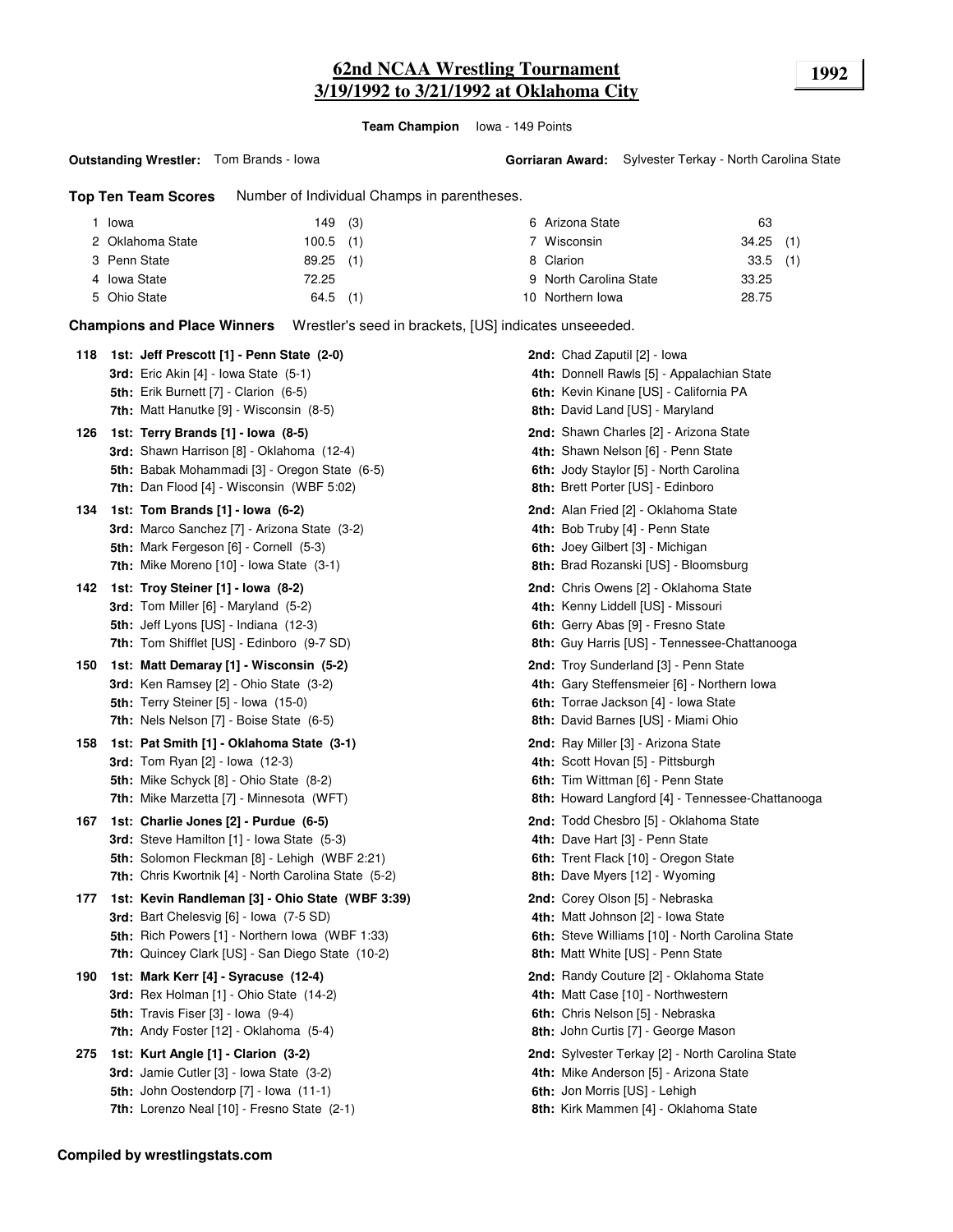# 62nd NCAA Wrestling Tournament
# 3/19/1992 to 3/21/1992 at Oklahoma City

**1992**

**Team Champion** Iowa - 149 Points

**Outstanding Wrestler:** Tom Brands - Iowa

**Gorriaran Award:** Sylvester Terkay - North Carolina State

**Top Ten Team Scores** Number of Individual Champs in parentheses.

| | Team | Points | Champs | | Team | Points | Champs |
|---|---|---|---|---|---|---|---|
| 1 | Iowa | 149 | (3) | 6 | Arizona State | 63 | |
| 2 | Oklahoma State | 100.5 | (1) | 7 | Wisconsin | 34.25 | (1) |
| 3 | Penn State | 89.25 | (1) | 8 | Clarion | 33.5 | (1) |
| 4 | Iowa State | 72.25 | | 9 | North Carolina State | 33.25 | |
| 5 | Ohio State | 64.5 | (1) | 10 | Northern Iowa | 28.75 | |

**Champions and Place Winners** Wrestler's seed in brackets, [US] indicates unseeeded.

**118**
- **1st: Jeff Prescott [1] - Penn State (2-0)**
- **2nd:** Chad Zaputil [2] - Iowa
- **3rd:** Eric Akin [4] - Iowa State (5-1)
- **4th:** Donnell Rawls [5] - Appalachian State
- **5th:** Erik Burnett [7] - Clarion (6-5)
- **6th:** Kevin Kinane [US] - California PA
- **7th:** Matt Hanutke [9] - Wisconsin (8-5)
- **8th:** David Land [US] - Maryland

**126**
- **1st: Terry Brands [1] - Iowa (8-5)**
- **2nd:** Shawn Charles [2] - Arizona State
- **3rd:** Shawn Harrison [8] - Oklahoma (12-4)
- **4th:** Shawn Nelson [6] - Penn State
- **5th:** Babak Mohammadi [3] - Oregon State (6-5)
- **6th:** Jody Staylor [5] - North Carolina
- **7th:** Dan Flood [4] - Wisconsin (WBF 5:02)
- **8th:** Brett Porter [US] - Edinboro

**134**
- **1st: Tom Brands [1] - Iowa (6-2)**
- **2nd:** Alan Fried [2] - Oklahoma State
- **3rd:** Marco Sanchez [7] - Arizona State (3-2)
- **4th:** Bob Truby [4] - Penn State
- **5th:** Mark Fergeson [6] - Cornell (5-3)
- **6th:** Joey Gilbert [3] - Michigan
- **7th:** Mike Moreno [10] - Iowa State (3-1)
- **8th:** Brad Rozanski [US] - Bloomsburg

**142**
- **1st: Troy Steiner [1] - Iowa (8-2)**
- **2nd:** Chris Owens [2] - Oklahoma State
- **3rd:** Tom Miller [6] - Maryland (5-2)
- **4th:** Kenny Liddell [US] - Missouri
- **5th:** Jeff Lyons [US] - Indiana (12-3)
- **6th:** Gerry Abas [9] - Fresno State
- **7th:** Tom Shifflet [US] - Edinboro (9-7 SD)
- **8th:** Guy Harris [US] - Tennessee-Chattanooga

**150**
- **1st: Matt Demaray [1] - Wisconsin (5-2)**
- **2nd:** Troy Sunderland [3] - Penn State
- **3rd:** Ken Ramsey [2] - Ohio State (3-2)
- **4th:** Gary Steffensmeier [6] - Northern Iowa
- **5th:** Terry Steiner [5] - Iowa (15-0)
- **6th:** Torrae Jackson [4] - Iowa State
- **7th:** Nels Nelson [7] - Boise State (6-5)
- **8th:** David Barnes [US] - Miami Ohio

**158**
- **1st: Pat Smith [1] - Oklahoma State (3-1)**
- **2nd:** Ray Miller [3] - Arizona State
- **3rd:** Tom Ryan [2] - Iowa (12-3)
- **4th:** Scott Hovan [5] - Pittsburgh
- **5th:** Mike Schyck [8] - Ohio State (8-2)
- **6th:** Tim Wittman [6] - Penn State
- **7th:** Mike Marzetta [7] - Minnesota (WFT)
- **8th:** Howard Langford [4] - Tennessee-Chattanooga

**167**
- **1st: Charlie Jones [2] - Purdue (6-5)**
- **2nd:** Todd Chesbro [5] - Oklahoma State
- **3rd:** Steve Hamilton [1] - Iowa State (5-3)
- **4th:** Dave Hart [3] - Penn State
- **5th:** Solomon Fleckman [8] - Lehigh (WBF 2:21)
- **6th:** Trent Flack [10] - Oregon State
- **7th:** Chris Kwortnik [4] - North Carolina State (5-2)
- **8th:** Dave Myers [12] - Wyoming

**177**
- **1st: Kevin Randleman [3] - Ohio State (WBF 3:39)**
- **2nd:** Corey Olson [5] - Nebraska
- **3rd:** Bart Chelesvig [6] - Iowa (7-5 SD)
- **4th:** Matt Johnson [2] - Iowa State
- **5th:** Rich Powers [1] - Northern Iowa (WBF 1:33)
- **6th:** Steve Williams [10] - North Carolina State
- **7th:** Quincey Clark [US] - San Diego State (10-2)
- **8th:** Matt White [US] - Penn State

**190**
- **1st: Mark Kerr [4] - Syracuse (12-4)**
- **2nd:** Randy Couture [2] - Oklahoma State
- **3rd:** Rex Holman [1] - Ohio State (14-2)
- **4th:** Matt Case [10] - Northwestern
- **5th:** Travis Fiser [3] - Iowa (9-4)
- **6th:** Chris Nelson [5] - Nebraska
- **7th:** Andy Foster [12] - Oklahoma (5-4)
- **8th:** John Curtis [7] - George Mason

**275**
- **1st: Kurt Angle [1] - Clarion (3-2)**
- **2nd:** Sylvester Terkay [2] - North Carolina State
- **3rd:** Jamie Cutler [3] - Iowa State (3-2)
- **4th:** Mike Anderson [5] - Arizona State
- **5th:** John Oostendorp [7] - Iowa (11-1)
- **6th:** Jon Morris [US] - Lehigh
- **7th:** Lorenzo Neal [10] - Fresno State (2-1)
- **8th:** Kirk Mammen [4] - Oklahoma State

**Compiled by wrestlingstats.com**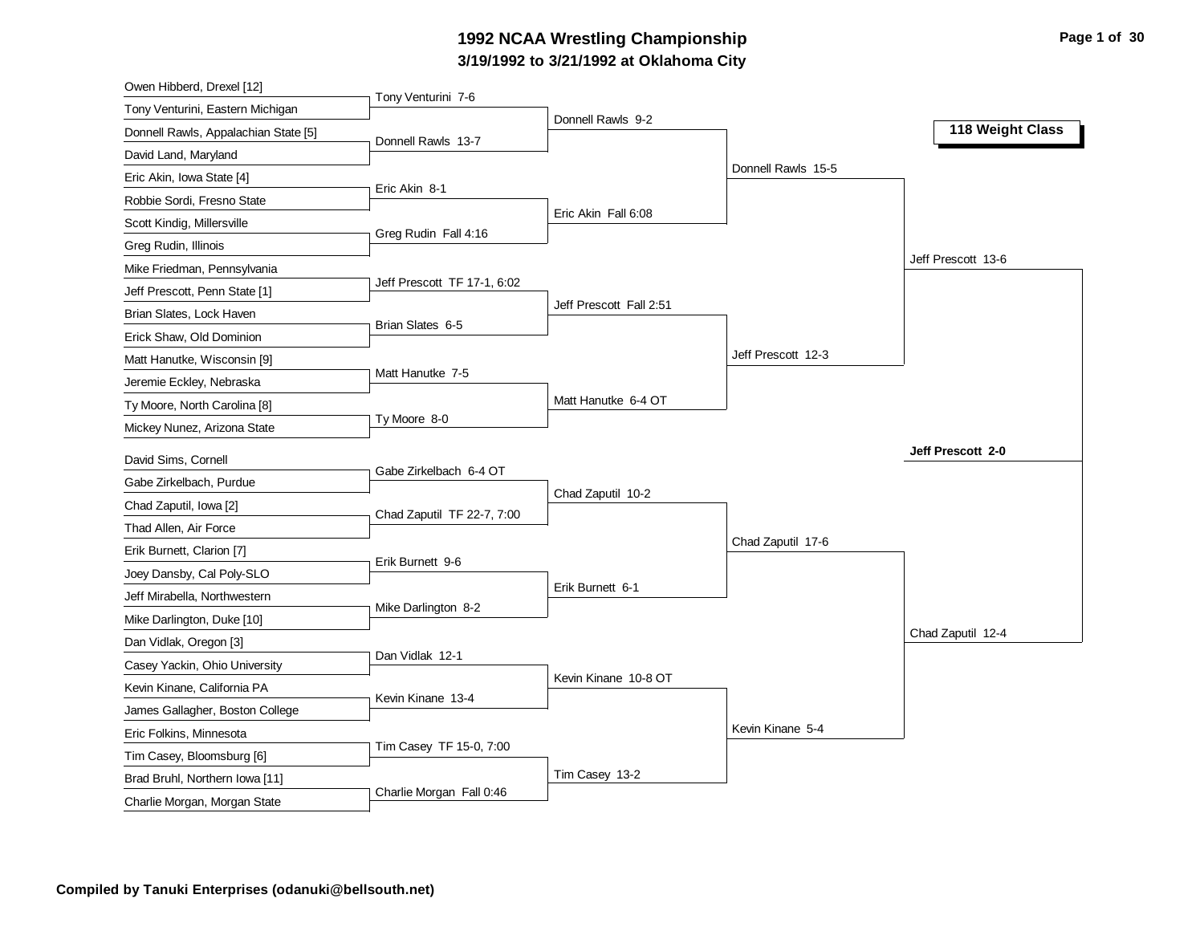# 1992 NCAA Wrestling Championship

## 3/19/1992 to 3/21/1992 at Oklahoma City

### 118 Weight Class

**First Round**

- Owen Hibberd, Drexel [12] vs Tony Venturini, Eastern Michigan — Tony Venturini 7-6
- Donnell Rawls, Appalachian State [5] vs David Land, Maryland — Donnell Rawls 13-7
- Eric Akin, Iowa State [4] vs Robbie Sordi, Fresno State — Eric Akin 8-1
- Scott Kindig, Millersville vs Greg Rudin, Illinois — Greg Rudin Fall 4:16
- Mike Friedman, Pennsylvania vs Jeff Prescott, Penn State [1] — Jeff Prescott TF 17-1, 6:02
- Brian Slates, Lock Haven vs Erick Shaw, Old Dominion — Brian Slates 6-5
- Matt Hanutke, Wisconsin [9] vs Jeremie Eckley, Nebraska — Matt Hanutke 7-5
- Ty Moore, North Carolina [8] vs Mickey Nunez, Arizona State — Ty Moore 8-0
- David Sims, Cornell vs Gabe Zirkelbach, Purdue — Gabe Zirkelbach 6-4 OT
- Chad Zaputil, Iowa [2] vs Thad Allen, Air Force — Chad Zaputil TF 22-7, 7:00
- Erik Burnett, Clarion [7] vs Joey Dansby, Cal Poly-SLO — Erik Burnett 9-6
- Jeff Mirabella, Northwestern vs Mike Darlington, Duke [10] — Mike Darlington 8-2
- Dan Vidlak, Oregon [3] vs Casey Yackin, Ohio University — Dan Vidlak 12-1
- Kevin Kinane, California PA vs James Gallagher, Boston College — Kevin Kinane 13-4
- Eric Folkins, Minnesota vs Tim Casey, Bloomsburg [6] — Tim Casey TF 15-0, 7:00
- Brad Bruhl, Northern Iowa [11] vs Charlie Morgan, Morgan State — Charlie Morgan Fall 0:46

**Second Round**

- Donnell Rawls 9-2
- Eric Akin Fall 6:08
- Jeff Prescott Fall 2:51
- Matt Hanutke 6-4 OT
- Chad Zaputil 10-2
- Erik Burnett 6-1
- Kevin Kinane 10-8 OT
- Tim Casey 13-2

**Quarterfinals**

- Donnell Rawls 15-5
- Jeff Prescott 12-3
- Chad Zaputil 17-6
- Kevin Kinane 5-4

**Semifinals**

- Jeff Prescott 13-6
- Chad Zaputil 12-4

**Final**

- **Jeff Prescott 2-0**

**Compiled by Tanuki Enterprises (odanuki@bellsouth.net)**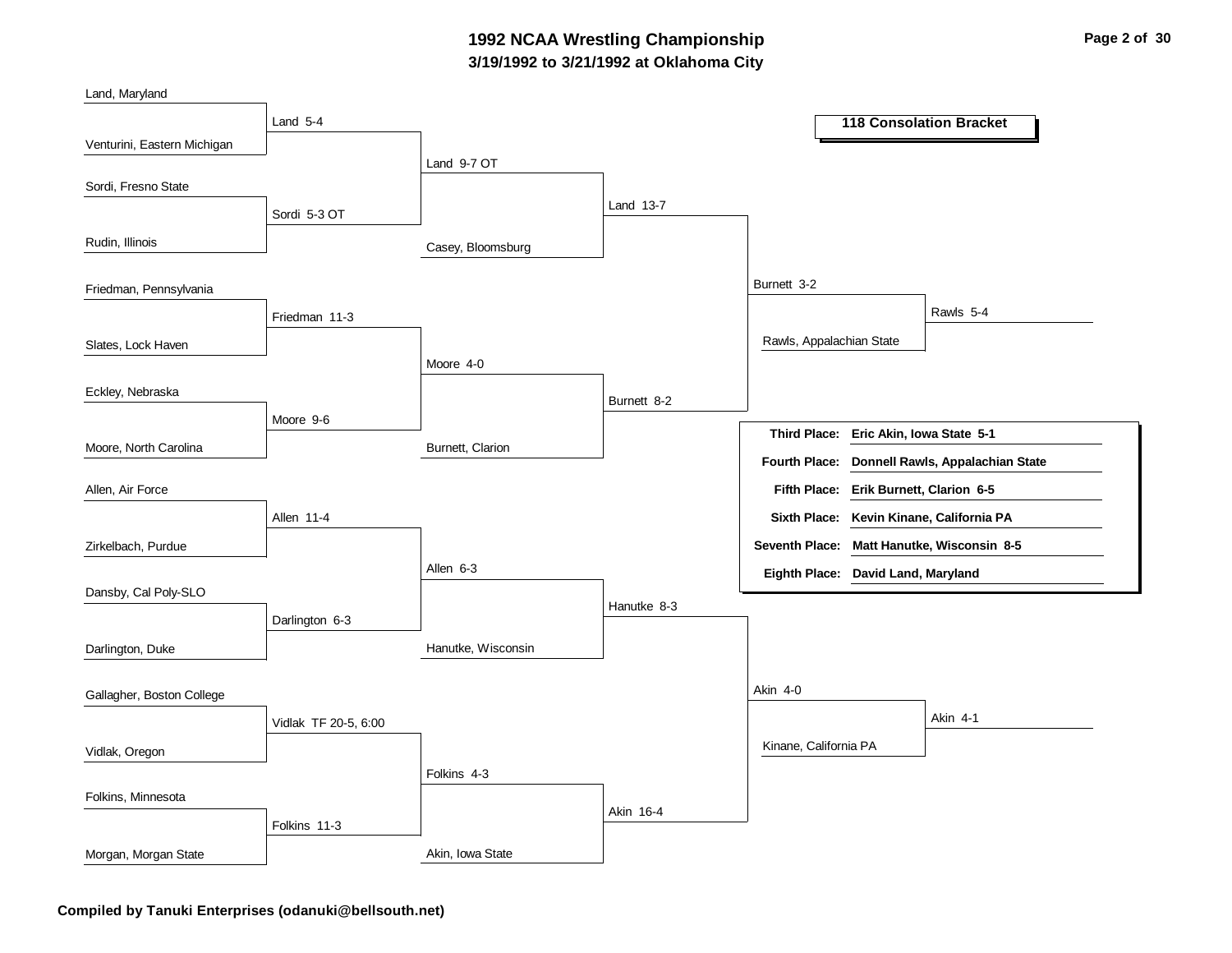# 1992 NCAA Wrestling Championship

**3/19/1992 to 3/21/1992 at Oklahoma City**

## 118 Consolation Bracket

### Round 1

| Wrestler 1 | Wrestler 2 | Result |
|---|---|---|
| Land, Maryland | Venturini, Eastern Michigan | Land 5-4 |
| Sordi, Fresno State | Rudin, Illinois | Sordi 5-3 OT |
| Friedman, Pennsylvania | Slates, Lock Haven | Friedman 11-3 |
| Eckley, Nebraska | Moore, North Carolina | Moore 9-6 |
| Allen, Air Force | Zirkelbach, Purdue | Allen 11-4 |
| Dansby, Cal Poly-SLO | Darlington, Duke | Darlington 6-3 |
| Gallagher, Boston College | Vidlak, Oregon | Vidlak TF 20-5, 6:00 |
| Folkins, Minnesota | Morgan, Morgan State | Folkins 11-3 |

### Round 2

| Matchup | Result |
|---|---|
| Land vs. Sordi | Land 9-7 OT |
| Friedman vs. Moore | Moore 4-0 |
| Allen vs. Darlington | Allen 6-3 |
| Vidlak vs. Folkins | Folkins 4-3 |

### Round 3

| Matchup | Result |
|---|---|
| Land vs. Casey, Bloomsburg | Land 13-7 |
| Moore vs. Burnett, Clarion | Burnett 8-2 |
| Allen vs. Hanutke, Wisconsin | Hanutke 8-3 |
| Folkins vs. Akin, Iowa State | Akin 16-4 |

### Round 4

| Matchup | Result |
|---|---|
| Land vs. Burnett | Burnett 3-2 |
| Hanutke vs. Akin | Akin 4-0 |

### Consolation Semifinals

| Matchup | Result |
|---|---|
| Burnett vs. Rawls, Appalachian State | Rawls 5-4 |
| Akin vs. Kinane, California PA | Akin 4-1 |

### Final Placings

| Place | Wrestler |
|---|---|
| Third Place: | Eric Akin, Iowa State 5-1 |
| Fourth Place: | Donnell Rawls, Appalachian State |
| Fifth Place: | Erik Burnett, Clarion 6-5 |
| Sixth Place: | Kevin Kinane, California PA |
| Seventh Place: | Matt Hanutke, Wisconsin 8-5 |
| Eighth Place: | David Land, Maryland |

**Compiled by Tanuki Enterprises (odanuki@bellsouth.net)**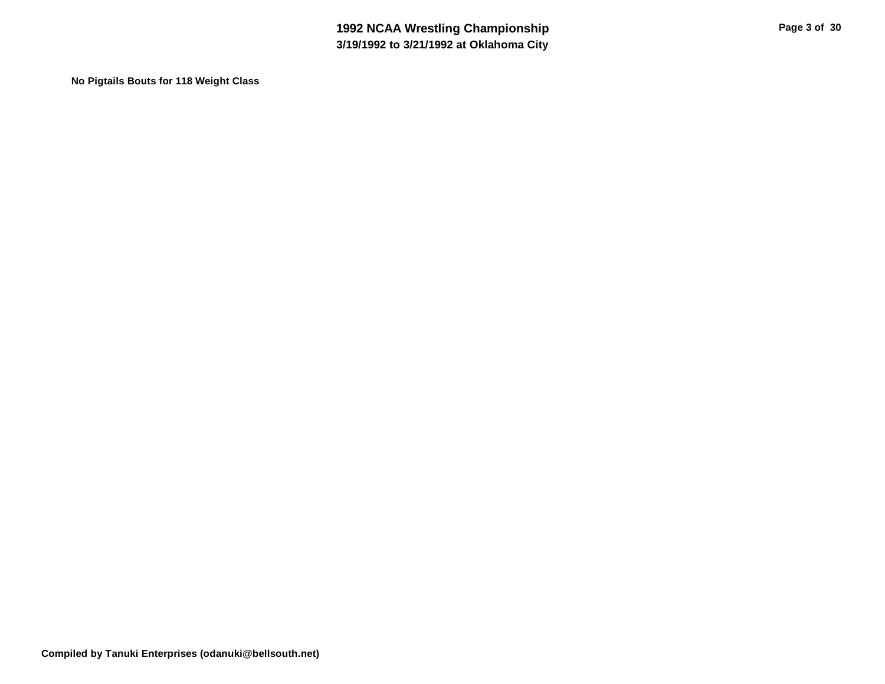**No Pigtails Bouts for 118 Weight Class**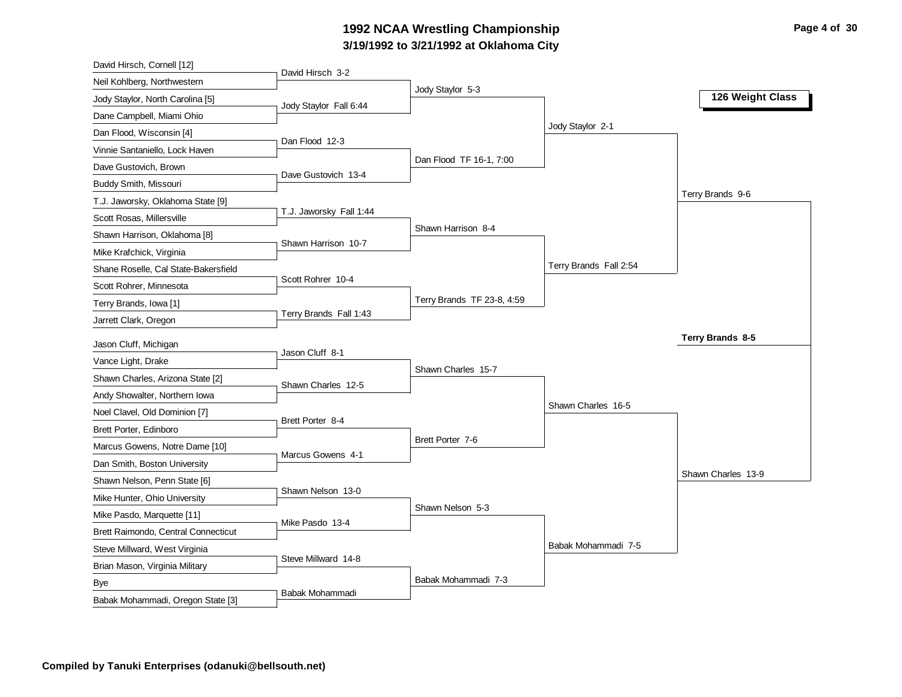# 1992 NCAA Wrestling Championship

## 3/19/1992 to 3/21/1992 at Oklahoma City

### 126 Weight Class

**First Round**

| Wrestler 1 | Wrestler 2 | Result |
|---|---|---|
| David Hirsch, Cornell [12] | Neil Kohlberg, Northwestern | David Hirsch 3-2 |
| Jody Staylor, North Carolina [5] | Dane Campbell, Miami Ohio | Jody Staylor Fall 6:44 |
| Dan Flood, Wisconsin [4] | Vinnie Santaniello, Lock Haven | Dan Flood 12-3 |
| Dave Gustovich, Brown | Buddy Smith, Missouri | Dave Gustovich 13-4 |
| T.J. Jaworsky, Oklahoma State [9] | Scott Rosas, Millersville | T.J. Jaworsky Fall 1:44 |
| Shawn Harrison, Oklahoma [8] | Mike Krafchick, Virginia | Shawn Harrison 10-7 |
| Shane Roselle, Cal State-Bakersfield | Scott Rohrer, Minnesota | Scott Rohrer 10-4 |
| Terry Brands, Iowa [1] | Jarrett Clark, Oregon | Terry Brands Fall 1:43 |
| Jason Cluff, Michigan | Vance Light, Drake | Jason Cluff 8-1 |
| Shawn Charles, Arizona State [2] | Andy Showalter, Northern Iowa | Shawn Charles 12-5 |
| Noel Clavel, Old Dominion [7] | Brett Porter, Edinboro | Brett Porter 8-4 |
| Marcus Gowens, Notre Dame [10] | Dan Smith, Boston University | Marcus Gowens 4-1 |
| Shawn Nelson, Penn State [6] | Mike Hunter, Ohio University | Shawn Nelson 13-0 |
| Mike Pasdo, Marquette [11] | Brett Raimondo, Central Connecticut | Mike Pasdo 13-4 |
| Steve Millward, West Virginia | Brian Mason, Virginia Military | Steve Millward 14-8 |
| Bye | Babak Mohammadi, Oregon State [3] | Babak Mohammadi |

**Second Round**

- Jody Staylor 5-3
- Dan Flood TF 16-1, 7:00
- Shawn Harrison 8-4
- Terry Brands TF 23-8, 4:59
- Shawn Charles 15-7
- Brett Porter 7-6
- Shawn Nelson 5-3
- Babak Mohammadi 7-3

**Quarterfinals**

- Jody Staylor 2-1
- Terry Brands Fall 2:54
- Shawn Charles 16-5
- Babak Mohammadi 7-5

**Semifinals**

- Terry Brands 9-6
- Shawn Charles 13-9

**Final**

**Terry Brands 8-5**

**Compiled by Tanuki Enterprises (odanuki@bellsouth.net)**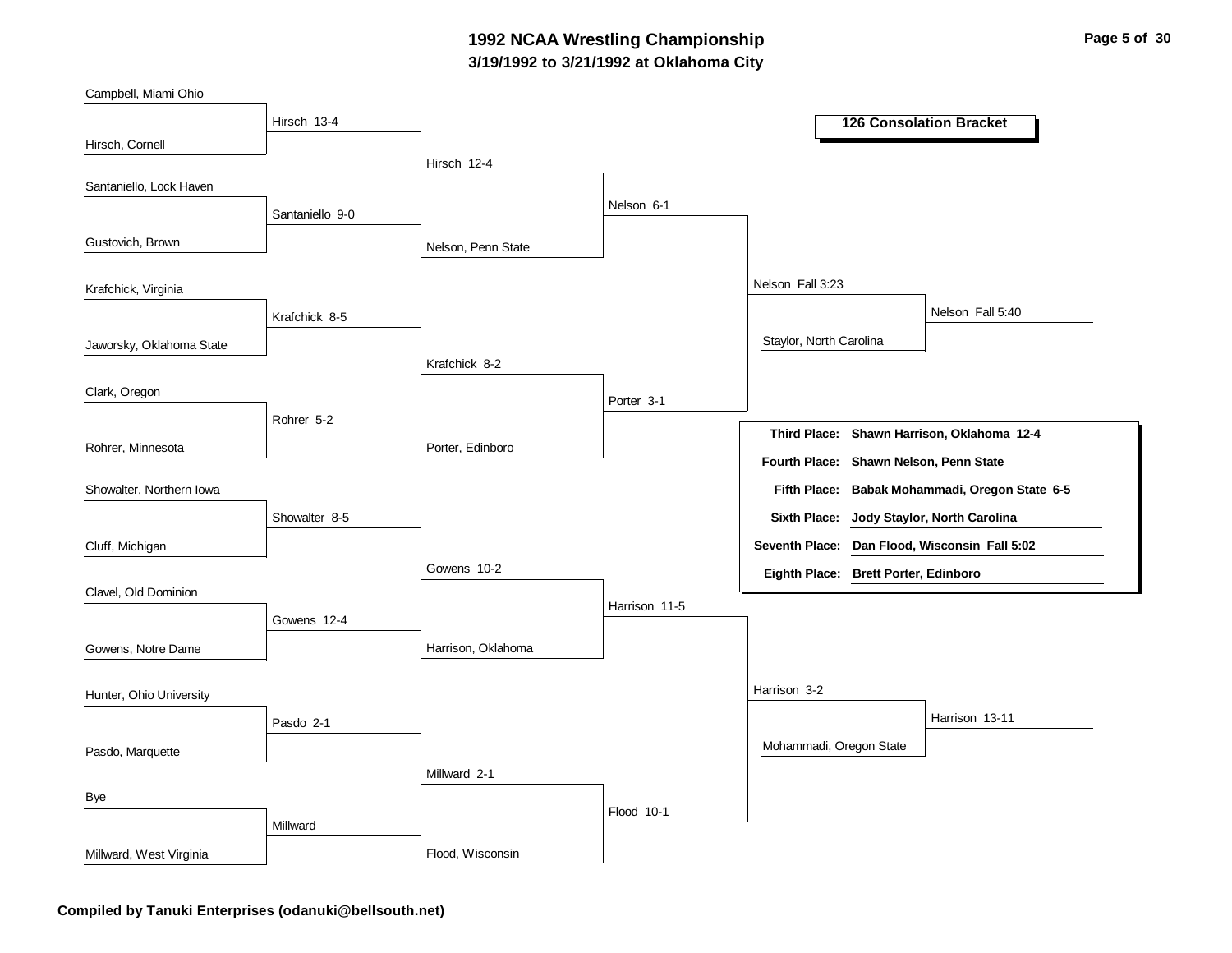# 1992 NCAA Wrestling Championship

## 3/19/1992 to 3/21/1992 at Oklahoma City

### 126 Consolation Bracket

**Round 1**

- Campbell, Miami Ohio vs. Hirsch, Cornell — Hirsch 13-4
- Santaniello, Lock Haven vs. Gustovich, Brown — Santaniello 9-0
- Krafchick, Virginia vs. Jaworsky, Oklahoma State — Krafchick 8-5
- Clark, Oregon vs. Rohrer, Minnesota — Rohrer 5-2
- Showalter, Northern Iowa vs. Cluff, Michigan — Showalter 8-5
- Clavel, Old Dominion vs. Gowens, Notre Dame — Gowens 12-4
- Hunter, Ohio University vs. Pasdo, Marquette — Pasdo 2-1
- Bye vs. Millward, West Virginia — Millward

**Round 2**

- Hirsch vs. Santaniello — Hirsch 12-4
- Krafchick vs. Rohrer — Krafchick 8-2
- Showalter vs. Gowens — Gowens 10-2
- Pasdo vs. Millward — Millward 2-1

**Round 3**

- Hirsch vs. Nelson, Penn State — Nelson 6-1
- Krafchick vs. Porter, Edinboro — Porter 3-1
- Gowens vs. Harrison, Oklahoma — Harrison 11-5
- Millward vs. Flood, Wisconsin — Flood 10-1

**Round 4**

- Nelson vs. Porter — Nelson Fall 3:23
- Harrison vs. Flood — Harrison 3-2

**Round 5**

- Nelson vs. Staylor, North Carolina — Nelson Fall 5:40
- Harrison vs. Mohammadi, Oregon State — Harrison 13-11

**Final Placings**

| Place | Wrestler |
|---|---|
| **Third Place:** | **Shawn Harrison, Oklahoma 12-4** |
| **Fourth Place:** | **Shawn Nelson, Penn State** |
| **Fifth Place:** | **Babak Mohammadi, Oregon State 6-5** |
| **Sixth Place:** | **Jody Staylor, North Carolina** |
| **Seventh Place:** | **Dan Flood, Wisconsin Fall 5:02** |
| **Eighth Place:** | **Brett Porter, Edinboro** |

**Compiled by Tanuki Enterprises (odanuki@bellsouth.net)**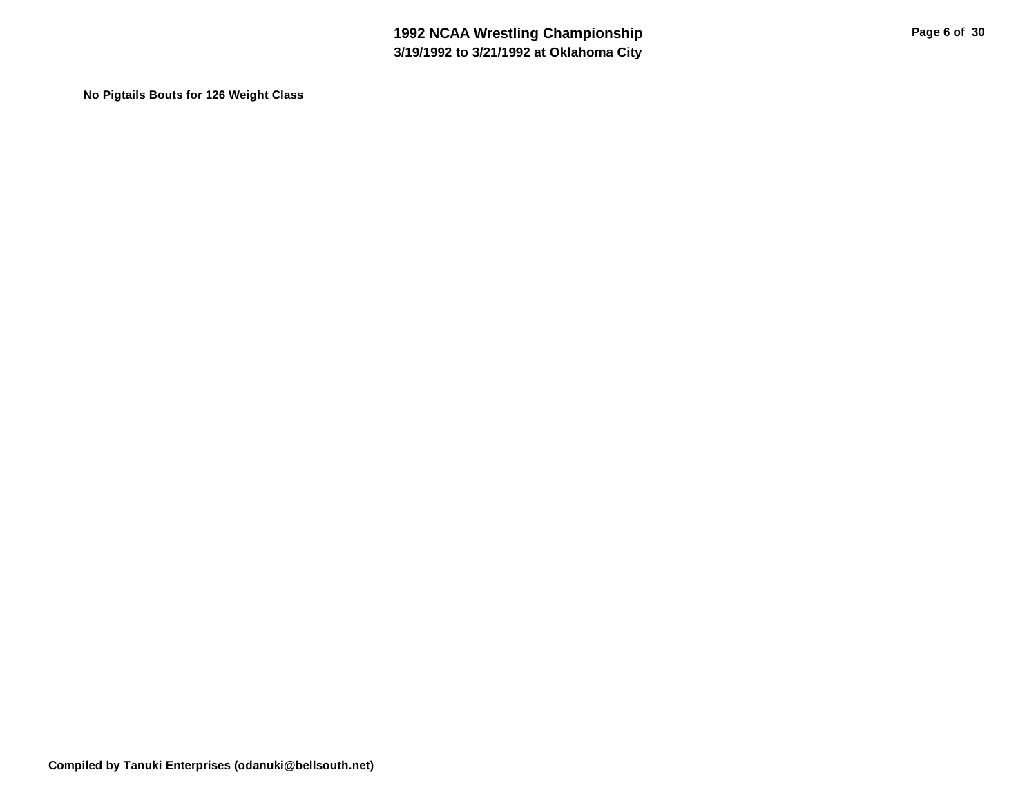**No Pigtails Bouts for 126 Weight Class**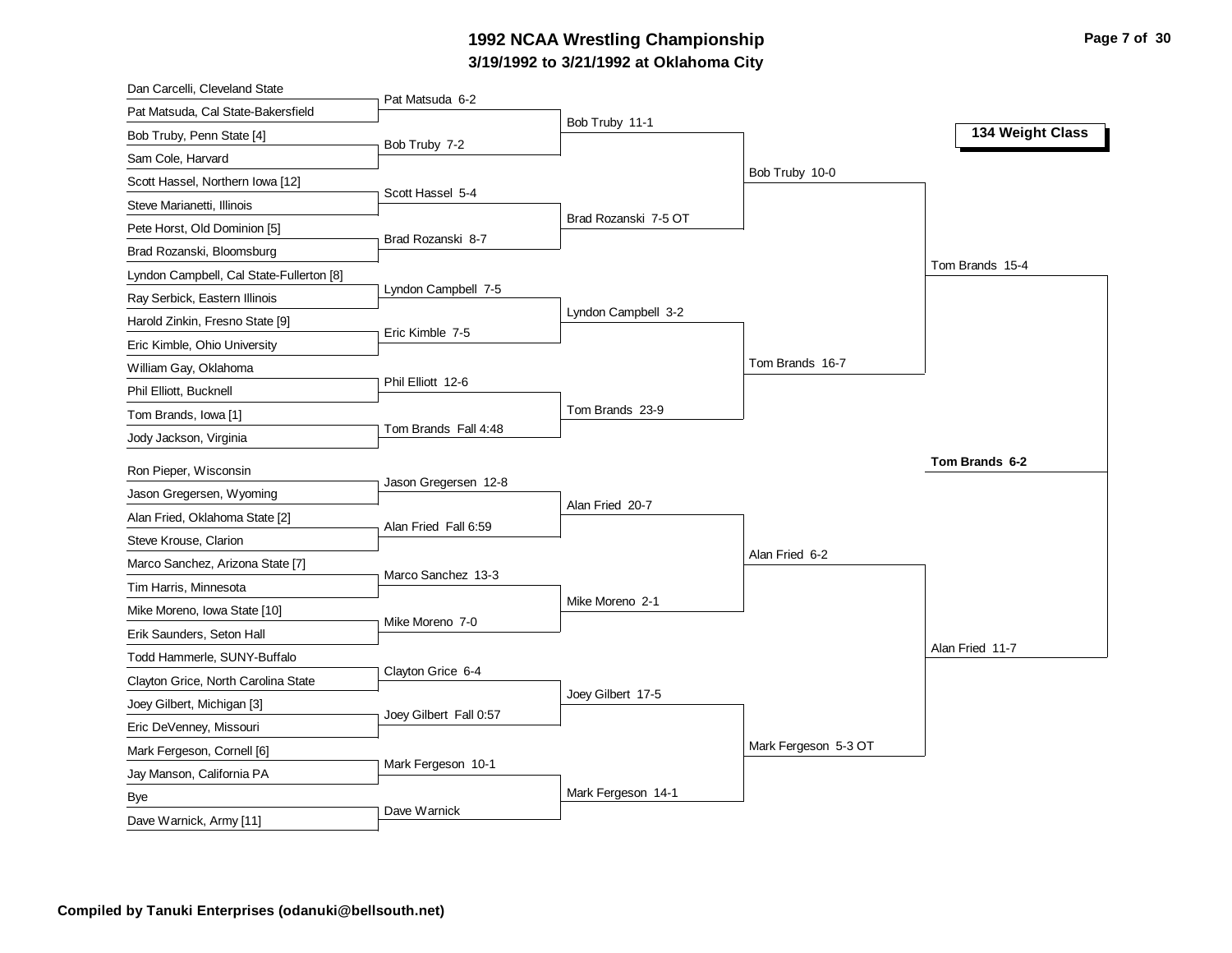# 1992 NCAA Wrestling Championship

## 3/19/1992 to 3/21/1992 at Oklahoma City

### 134 Weight Class

**First Round**

| Wrestlers | Winner |
|---|---|
| Dan Carcelli, Cleveland State vs. Pat Matsuda, Cal State-Bakersfield | Pat Matsuda 6-2 |
| Bob Truby, Penn State [4] vs. Sam Cole, Harvard | Bob Truby 7-2 |
| Scott Hassel, Northern Iowa [12] vs. Steve Marianetti, Illinois | Scott Hassel 5-4 |
| Pete Horst, Old Dominion [5] vs. Brad Rozanski, Bloomsburg | Brad Rozanski 8-7 |
| Lyndon Campbell, Cal State-Fullerton [8] vs. Ray Serbick, Eastern Illinois | Lyndon Campbell 7-5 |
| Harold Zinkin, Fresno State [9] vs. Eric Kimble, Ohio University | Eric Kimble 7-5 |
| William Gay, Oklahoma vs. Phil Elliott, Bucknell | Phil Elliott 12-6 |
| Tom Brands, Iowa [1] vs. Jody Jackson, Virginia | Tom Brands Fall 4:48 |
| Ron Pieper, Wisconsin vs. Jason Gregersen, Wyoming | Jason Gregersen 12-8 |
| Alan Fried, Oklahoma State [2] vs. Steve Krouse, Clarion | Alan Fried Fall 6:59 |
| Marco Sanchez, Arizona State [7] vs. Tim Harris, Minnesota | Marco Sanchez 13-3 |
| Mike Moreno, Iowa State [10] vs. Erik Saunders, Seton Hall | Mike Moreno 7-0 |
| Todd Hammerle, SUNY-Buffalo vs. Clayton Grice, North Carolina State | Clayton Grice 6-4 |
| Joey Gilbert, Michigan [3] vs. Eric DeVenney, Missouri | Joey Gilbert Fall 0:57 |
| Mark Fergeson, Cornell [6] vs. Jay Manson, California PA | Mark Fergeson 10-1 |
| Bye vs. Dave Warnick, Army [11] | Dave Warnick |

**Second Round**

- Bob Truby 11-1
- Brad Rozanski 7-5 OT
- Lyndon Campbell 3-2
- Tom Brands 23-9
- Alan Fried 20-7
- Mike Moreno 2-1
- Joey Gilbert 17-5
- Mark Fergeson 14-1

**Quarterfinals**

- Bob Truby 10-0
- Tom Brands 16-7
- Alan Fried 6-2
- Mark Fergeson 5-3 OT

**Semifinals**

- Tom Brands 15-4
- Alan Fried 11-7

**Final**

- **Tom Brands 6-2**

**Compiled by Tanuki Enterprises (odanuki@bellsouth.net)**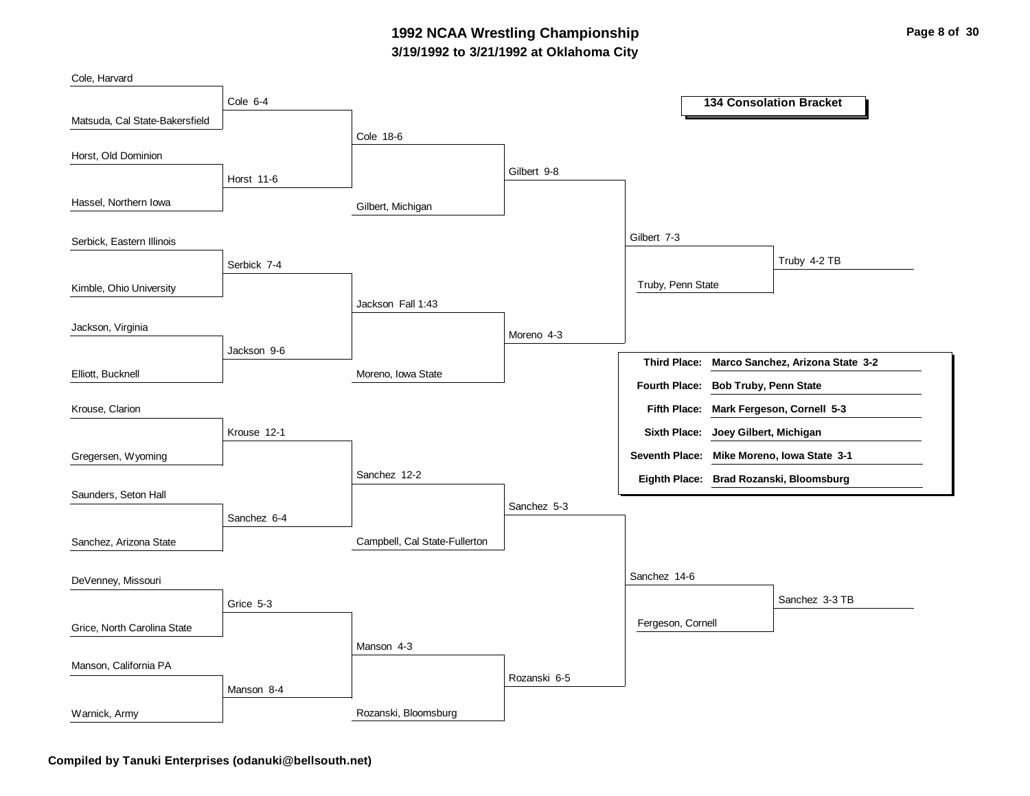# 1992 NCAA Wrestling Championship

## 3/19/1992 to 3/21/1992 at Oklahoma City

### 134 Consolation Bracket

**Round 1**

- Cole, Harvard vs. Matsuda, Cal State-Bakersfield — Cole 6-4
- Horst, Old Dominion vs. Hassel, Northern Iowa — Horst 11-6
- Serbick, Eastern Illinois vs. Kimble, Ohio University — Serbick 7-4
- Jackson, Virginia vs. Elliott, Bucknell — Jackson 9-6
- Krouse, Clarion vs. Gregersen, Wyoming — Krouse 12-1
- Saunders, Seton Hall vs. Sanchez, Arizona State — Sanchez 6-4
- DeVenney, Missouri vs. Grice, North Carolina State — Grice 5-3
- Manson, California PA vs. Warnick, Army — Manson 8-4

**Round 2**

- Cole vs. Horst — Cole 18-6
- Serbick vs. Jackson — Jackson Fall 1:43
- Krouse vs. Sanchez — Sanchez 12-2
- Grice vs. Manson — Manson 4-3

**Round 3**

- Cole vs. Gilbert, Michigan — Gilbert 9-8
- Jackson vs. Moreno, Iowa State — Moreno 4-3
- Sanchez vs. Campbell, Cal State-Fullerton — Sanchez 5-3
- Manson vs. Rozanski, Bloomsburg — Rozanski 6-5

**Round 4**

- Gilbert vs. Moreno — Gilbert 7-3
- Sanchez vs. Rozanski — Sanchez 14-6

**Round 5**

- Gilbert vs. Truby, Penn State — Truby 4-2 TB
- Sanchez vs. Fergeson, Cornell — Sanchez 3-3 TB

| Place | Result |
|---|---|
| Third Place: | Marco Sanchez, Arizona State 3-2 |
| Fourth Place: | Bob Truby, Penn State |
| Fifth Place: | Mark Fergeson, Cornell 5-3 |
| Sixth Place: | Joey Gilbert, Michigan |
| Seventh Place: | Mike Moreno, Iowa State 3-1 |
| Eighth Place: | Brad Rozanski, Bloomsburg |

**Compiled by Tanuki Enterprises (odanuki@bellsouth.net)**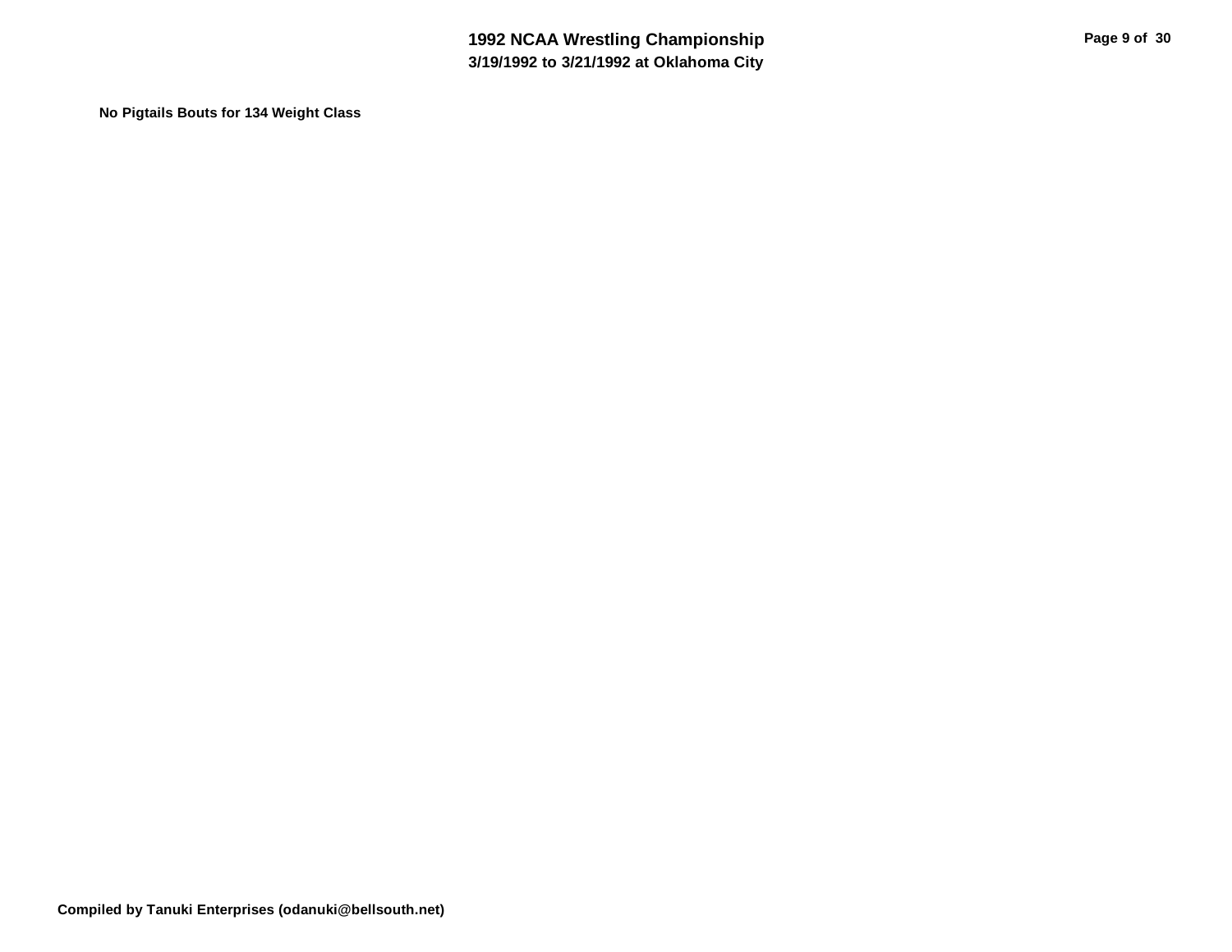**No Pigtails Bouts for 134 Weight Class**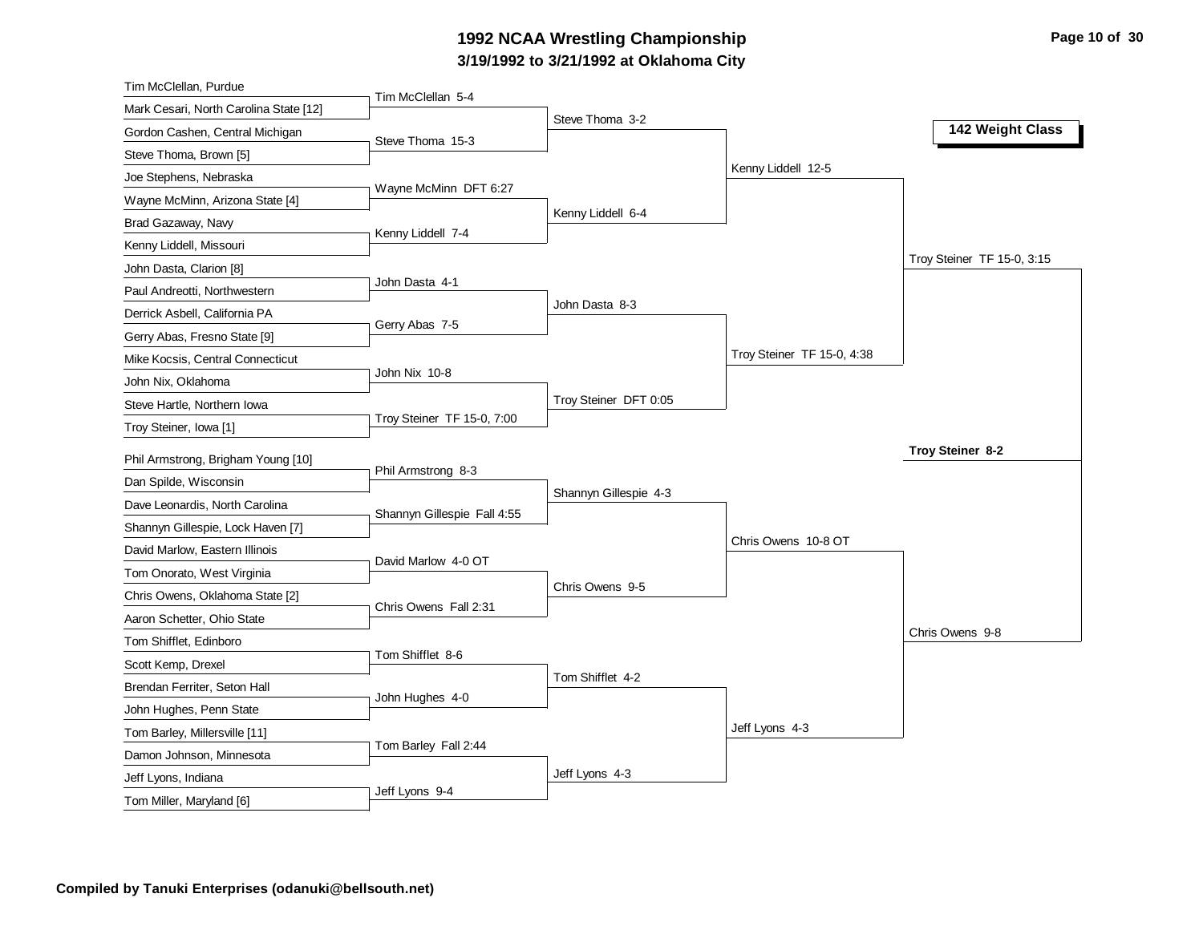# 1992 NCAA Wrestling Championship
## 3/19/1992 to 3/21/1992 at Oklahoma City

**142 Weight Class**

### First Round

| Wrestler 1 | Wrestler 2 | Result |
|---|---|---|
| Tim McClellan, Purdue | Mark Cesari, North Carolina State [12] | Tim McClellan 5-4 |
| Gordon Cashen, Central Michigan | Steve Thoma, Brown [5] | Steve Thoma 15-3 |
| Joe Stephens, Nebraska | Wayne McMinn, Arizona State [4] | Wayne McMinn DFT 6:27 |
| Brad Gazaway, Navy | Kenny Liddell, Missouri | Kenny Liddell 7-4 |
| John Dasta, Clarion [8] | Paul Andreotti, Northwestern | John Dasta 4-1 |
| Derrick Asbell, California PA | Gerry Abas, Fresno State [9] | Gerry Abas 7-5 |
| Mike Kocsis, Central Connecticut | John Nix, Oklahoma | John Nix 10-8 |
| Steve Hartle, Northern Iowa | Troy Steiner, Iowa [1] | Troy Steiner TF 15-0, 7:00 |
| Phil Armstrong, Brigham Young [10] | Dan Spilde, Wisconsin | Phil Armstrong 8-3 |
| Dave Leonardis, North Carolina | Shannyn Gillespie, Lock Haven [7] | Shannyn Gillespie Fall 4:55 |
| David Marlow, Eastern Illinois | Tom Onorato, West Virginia | David Marlow 4-0 OT |
| Chris Owens, Oklahoma State [2] | Aaron Schetter, Ohio State | Chris Owens Fall 2:31 |
| Tom Shifflet, Edinboro | Scott Kemp, Drexel | Tom Shifflet 8-6 |
| Brendan Ferriter, Seton Hall | John Hughes, Penn State | John Hughes 4-0 |
| Tom Barley, Millersville [11] | Damon Johnson, Minnesota | Tom Barley Fall 2:44 |
| Jeff Lyons, Indiana | Tom Miller, Maryland [6] | Jeff Lyons 9-4 |

### Second Round

- Steve Thoma 3-2
- Kenny Liddell 6-4
- John Dasta 8-3
- Troy Steiner DFT 0:05
- Shannyn Gillespie 4-3
- Chris Owens 9-5
- Tom Shifflet 4-2
- Jeff Lyons 4-3

### Quarterfinals

- Kenny Liddell 12-5
- Troy Steiner TF 15-0, 4:38
- Chris Owens 10-8 OT
- Jeff Lyons 4-3

### Semifinals

- Troy Steiner TF 15-0, 3:15
- Chris Owens 9-8

### Final

**Troy Steiner 8-2**

Compiled by Tanuki Enterprises (odanuki@bellsouth.net)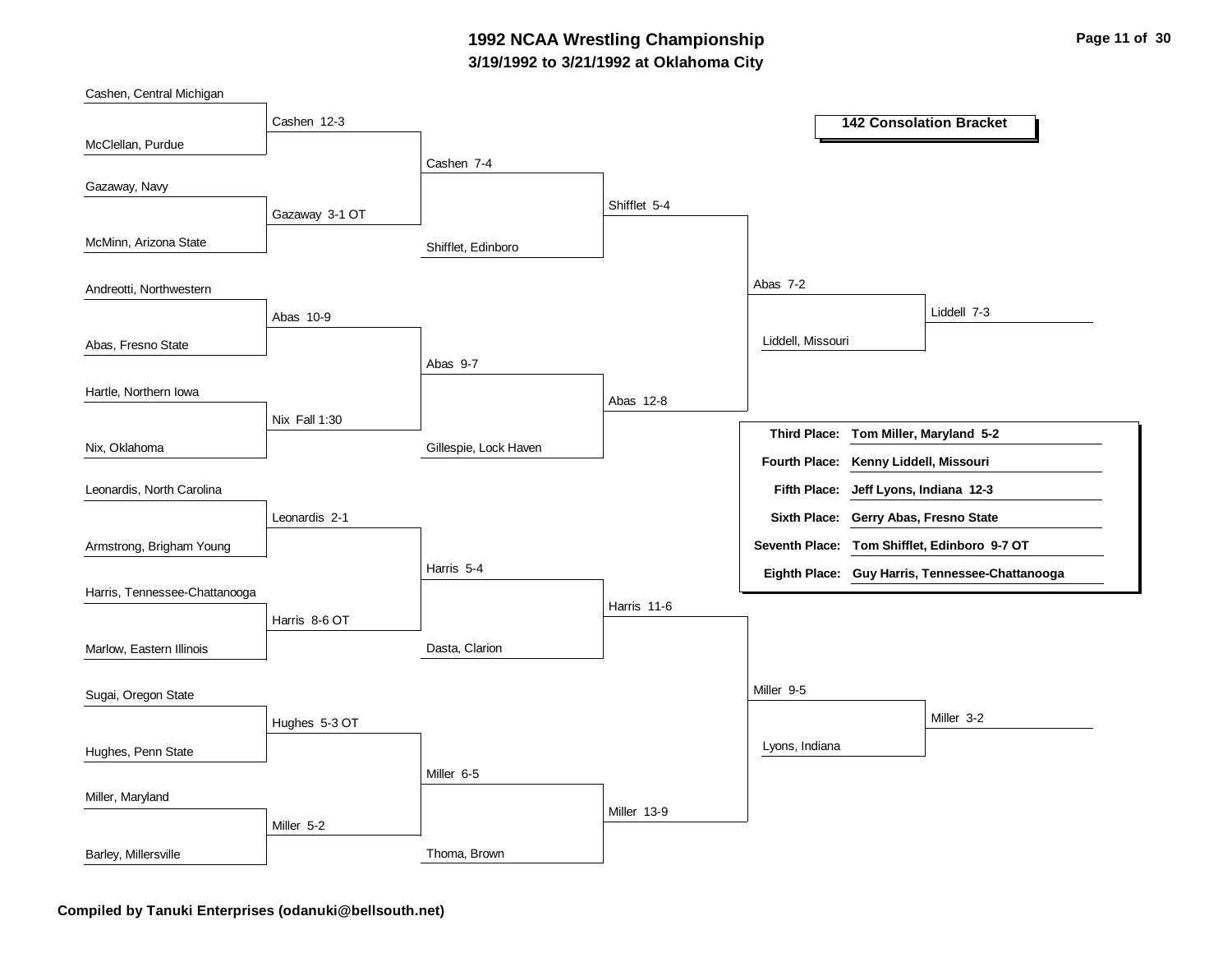# 1992 NCAA Wrestling Championship

## 3/19/1992 to 3/21/1992 at Oklahoma City

### 142 Consolation Bracket

**Round 1**

- Cashen, Central Michigan vs. McClellan, Purdue — Cashen 12-3
- Gazaway, Navy vs. McMinn, Arizona State — Gazaway 3-1 OT
- Andreotti, Northwestern vs. Abas, Fresno State — Abas 10-9
- Hartle, Northern Iowa vs. Nix, Oklahoma — Nix Fall 1:30
- Leonardis, North Carolina vs. Armstrong, Brigham Young — Leonardis 2-1
- Harris, Tennessee-Chattanooga vs. Marlow, Eastern Illinois — Harris 8-6 OT
- Sugai, Oregon State vs. Hughes, Penn State — Hughes 5-3 OT
- Miller, Maryland vs. Barley, Millersville — Miller 5-2

**Round 2**

- Cashen vs. Gazaway — Cashen 7-4
- Abas vs. Nix — Abas 9-7
- Leonardis vs. Harris — Harris 5-4
- Hughes vs. Miller — Miller 6-5

**Round 3**

- Cashen vs. Shifflet, Edinboro — Shifflet 5-4
- Abas vs. Gillespie, Lock Haven — Abas 12-8
- Harris vs. Dasta, Clarion — Harris 11-6
- Miller vs. Thoma, Brown — Miller 13-9

**Round 4**

- Shifflet vs. Abas — Abas 7-2
- Harris vs. Miller — Miller 9-5

**Round 5**

- Abas vs. Liddell, Missouri — Liddell 7-3
- Miller vs. Lyons, Indiana — Miller 3-2

| Place | Result |
|---|---|
| **Third Place:** | **Tom Miller, Maryland 5-2** |
| **Fourth Place:** | **Kenny Liddell, Missouri** |
| **Fifth Place:** | **Jeff Lyons, Indiana 12-3** |
| **Sixth Place:** | **Gerry Abas, Fresno State** |
| **Seventh Place:** | **Tom Shifflet, Edinboro 9-7 OT** |
| **Eighth Place:** | **Guy Harris, Tennessee-Chattanooga** |

**Compiled by Tanuki Enterprises (odanuki@bellsouth.net)**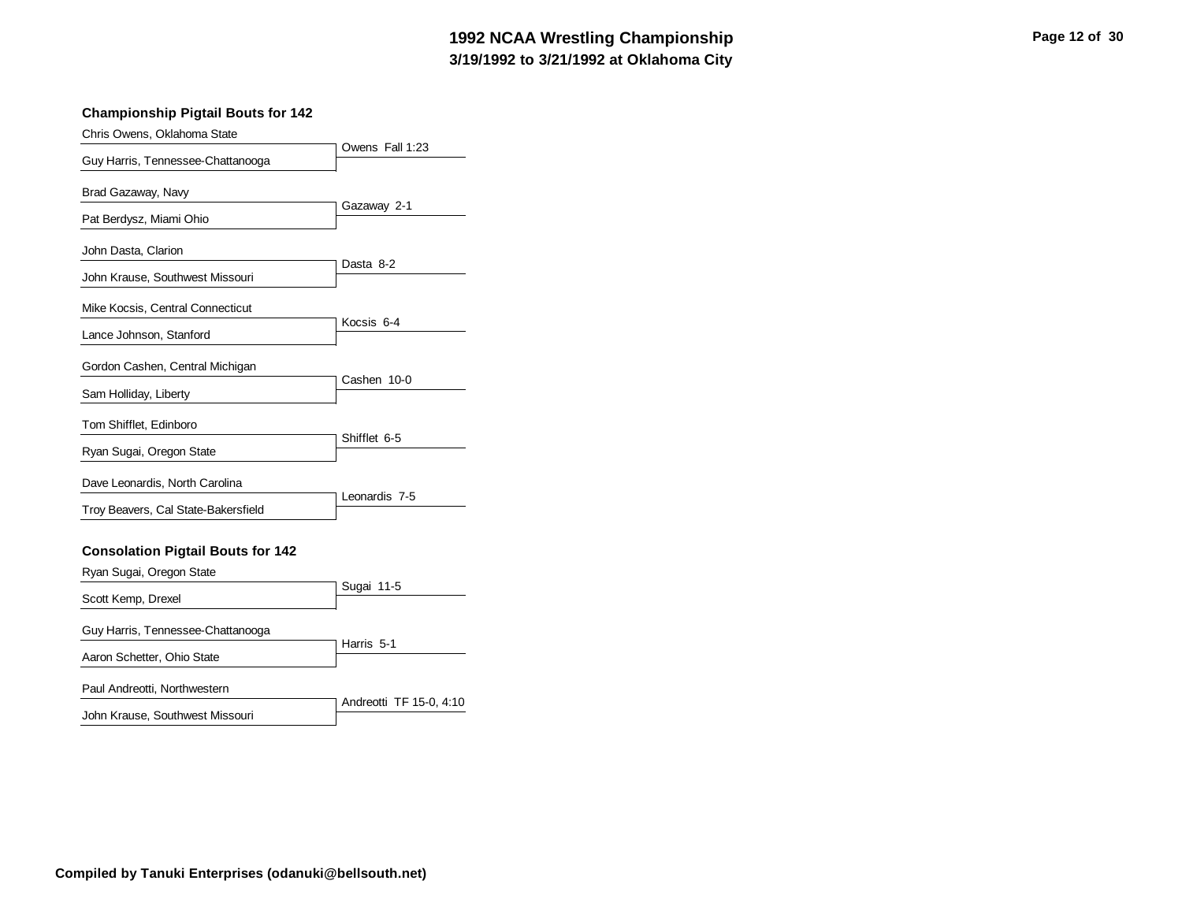# 1992 NCAA Wrestling Championship

**3/19/1992 to 3/21/1992 at Oklahoma City**

### Championship Pigtail Bouts for 142

| Wrestler 1 | Wrestler 2 | Result |
|---|---|---|
| Chris Owens, Oklahoma State | Guy Harris, Tennessee-Chattanooga | Owens Fall 1:23 |
| Brad Gazaway, Navy | Pat Berdysz, Miami Ohio | Gazaway 2-1 |
| John Dasta, Clarion | John Krause, Southwest Missouri | Dasta 8-2 |
| Mike Kocsis, Central Connecticut | Lance Johnson, Stanford | Kocsis 6-4 |
| Gordon Cashen, Central Michigan | Sam Holliday, Liberty | Cashen 10-0 |
| Tom Shifflet, Edinboro | Ryan Sugai, Oregon State | Shifflet 6-5 |
| Dave Leonardis, North Carolina | Troy Beavers, Cal State-Bakersfield | Leonardis 7-5 |

### Consolation Pigtail Bouts for 142

| Wrestler 1 | Wrestler 2 | Result |
|---|---|---|
| Ryan Sugai, Oregon State | Scott Kemp, Drexel | Sugai 11-5 |
| Guy Harris, Tennessee-Chattanooga | Aaron Schetter, Ohio State | Harris 5-1 |
| Paul Andreotti, Northwestern | John Krause, Southwest Missouri | Andreotti TF 15-0, 4:10 |

**Compiled by Tanuki Enterprises (odanuki@bellsouth.net)**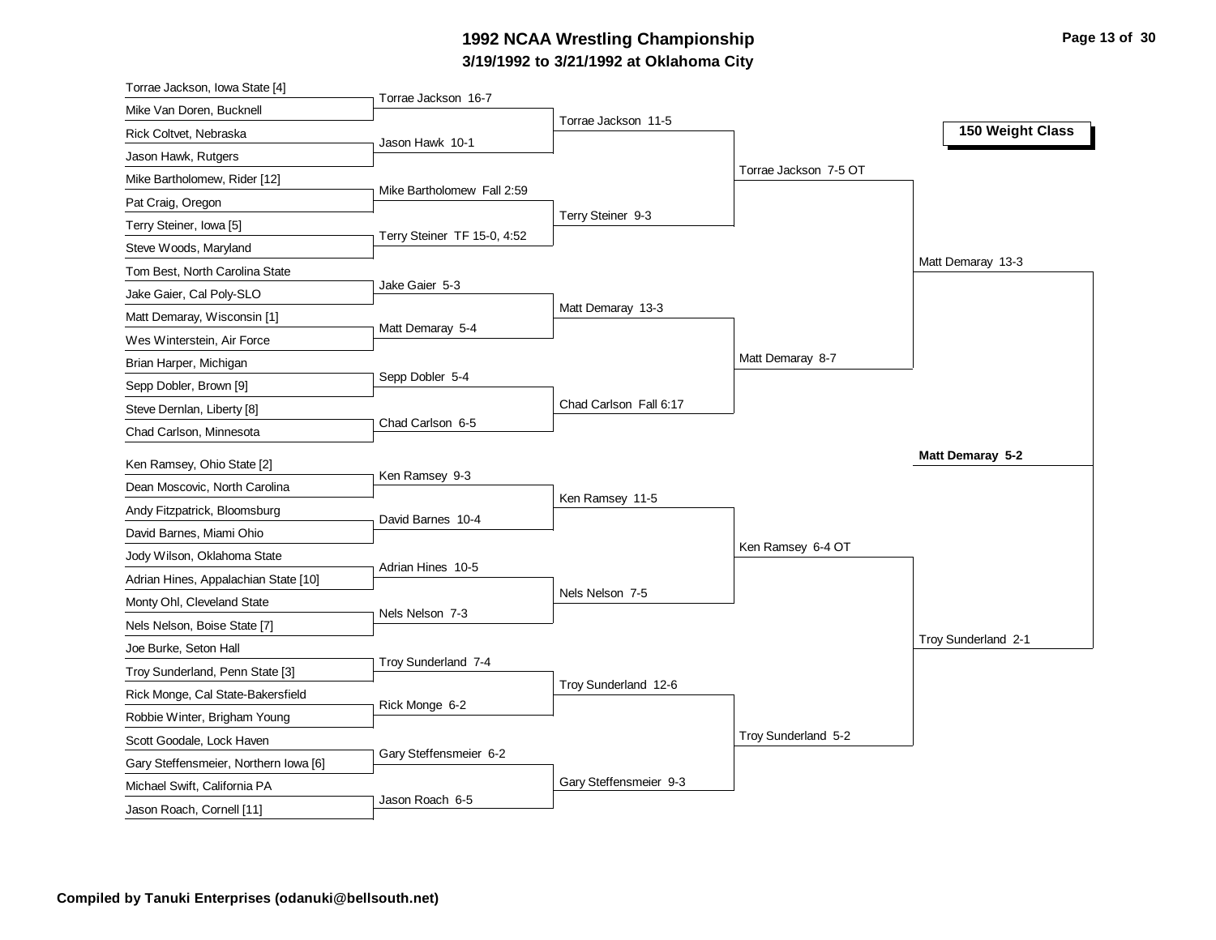# 1992 NCAA Wrestling Championship

**3/19/1992 to 3/21/1992 at Oklahoma City**

## 150 Weight Class

### First Round

- Torrae Jackson, Iowa State [4] vs Mike Van Doren, Bucknell — Torrae Jackson 16-7
- Rick Coltvet, Nebraska vs Jason Hawk, Rutgers — Jason Hawk 10-1
- Mike Bartholomew, Rider [12] vs Pat Craig, Oregon — Mike Bartholomew Fall 2:59
- Terry Steiner, Iowa [5] vs Steve Woods, Maryland — Terry Steiner TF 15-0, 4:52
- Tom Best, North Carolina State vs Jake Gaier, Cal Poly-SLO — Jake Gaier 5-3
- Matt Demaray, Wisconsin [1] vs Wes Winterstein, Air Force — Matt Demaray 5-4
- Brian Harper, Michigan vs Sepp Dobler, Brown [9] — Sepp Dobler 5-4
- Steve Dernlan, Liberty [8] vs Chad Carlson, Minnesota — Chad Carlson 6-5
- Ken Ramsey, Ohio State [2] vs Dean Moscovic, North Carolina — Ken Ramsey 9-3
- Andy Fitzpatrick, Bloomsburg vs David Barnes, Miami Ohio — David Barnes 10-4
- Jody Wilson, Oklahoma State vs Adrian Hines, Appalachian State [10] — Adrian Hines 10-5
- Monty Ohl, Cleveland State vs Nels Nelson, Boise State [7] — Nels Nelson 7-3
- Joe Burke, Seton Hall vs Troy Sunderland, Penn State [3] — Troy Sunderland 7-4
- Rick Monge, Cal State-Bakersfield vs Robbie Winter, Brigham Young — Rick Monge 6-2
- Scott Goodale, Lock Haven vs Gary Steffensmeier, Northern Iowa [6] — Gary Steffensmeier 6-2
- Michael Swift, California PA vs Jason Roach, Cornell [11] — Jason Roach 6-5

### Second Round

- Torrae Jackson 11-5
- Terry Steiner 9-3
- Matt Demaray 13-3
- Chad Carlson Fall 6:17
- Ken Ramsey 11-5
- Nels Nelson 7-5
- Troy Sunderland 12-6
- Gary Steffensmeier 9-3

### Quarterfinals

- Torrae Jackson 7-5 OT
- Matt Demaray 8-7
- Ken Ramsey 6-4 OT
- Troy Sunderland 5-2

### Semifinals

- Matt Demaray 13-3
- Troy Sunderland 2-1

### Final

- **Matt Demaray 5-2**

**Compiled by Tanuki Enterprises (odanuki@bellsouth.net)**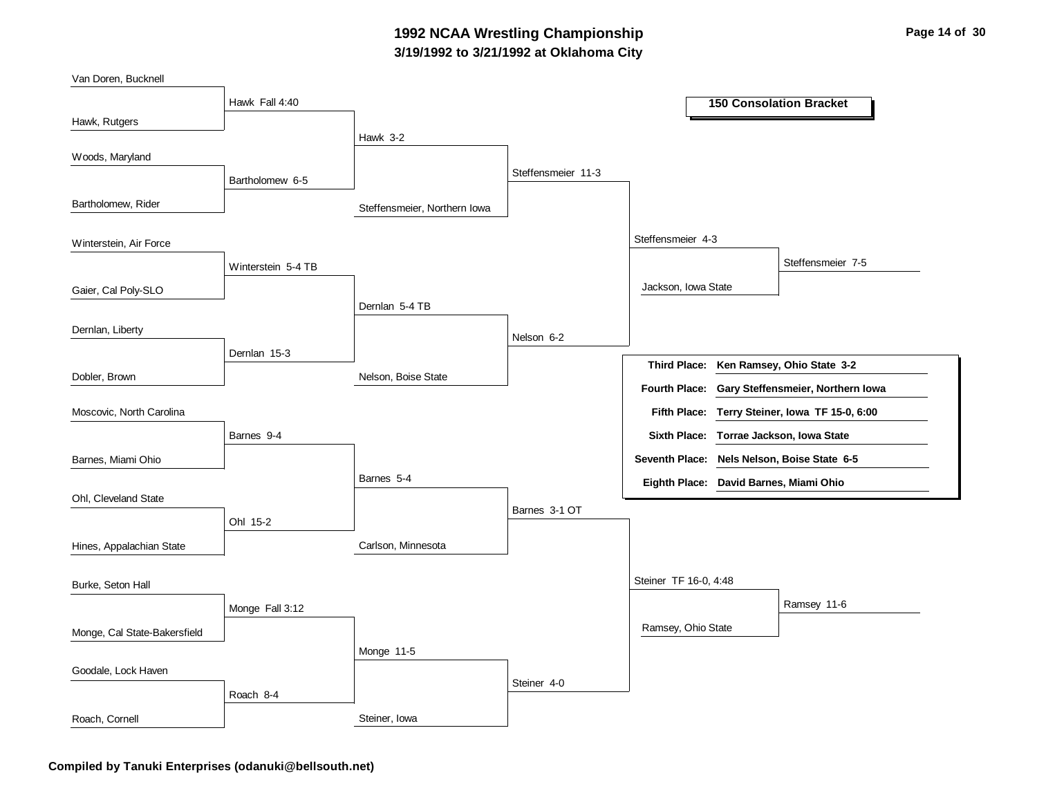# 1992 NCAA Wrestling Championship

## 3/19/1992 to 3/21/1992 at Oklahoma City

### 150 Consolation Bracket

**Round 1**

- Van Doren, Bucknell vs. Hawk, Rutgers — Hawk Fall 4:40
- Woods, Maryland vs. Bartholomew, Rider — Bartholomew 6-5
- Winterstein, Air Force vs. Gaier, Cal Poly-SLO — Winterstein 5-4 TB
- Dernlan, Liberty vs. Dobler, Brown — Dernlan 15-3
- Moscovic, North Carolina vs. Barnes, Miami Ohio — Barnes 9-4
- Ohl, Cleveland State vs. Hines, Appalachian State — Ohl 15-2
- Burke, Seton Hall vs. Monge, Cal State-Bakersfield — Monge Fall 3:12
- Goodale, Lock Haven vs. Roach, Cornell — Roach 8-4

**Round 2**

- Hawk vs. Bartholomew — Hawk 3-2
- Winterstein vs. Dernlan — Dernlan 5-4 TB
- Barnes vs. Ohl — Barnes 5-4
- Monge vs. Roach — Monge 11-5

**Round 3**

- Hawk vs. Steffensmeier, Northern Iowa — Steffensmeier 11-3
- Dernlan vs. Nelson, Boise State — Nelson 6-2
- Barnes vs. Carlson, Minnesota — Barnes 3-1 OT
- Monge vs. Steiner, Iowa — Steiner 4-0

**Round 4**

- Steffensmeier vs. Nelson — Steffensmeier 4-3
- Barnes vs. Steiner — Steiner TF 16-0, 4:48

**Round 5**

- Steffensmeier vs. Jackson, Iowa State — Steffensmeier 7-5
- Steiner vs. Ramsey, Ohio State — Ramsey 11-6

| Place | Result |
| --- | --- |
| **Third Place:** | **Ken Ramsey, Ohio State 3-2** |
| **Fourth Place:** | **Gary Steffensmeier, Northern Iowa** |
| **Fifth Place:** | **Terry Steiner, Iowa TF 15-0, 6:00** |
| **Sixth Place:** | **Torrae Jackson, Iowa State** |
| **Seventh Place:** | **Nels Nelson, Boise State 6-5** |
| **Eighth Place:** | **David Barnes, Miami Ohio** |

**Compiled by Tanuki Enterprises (odanuki@bellsouth.net)**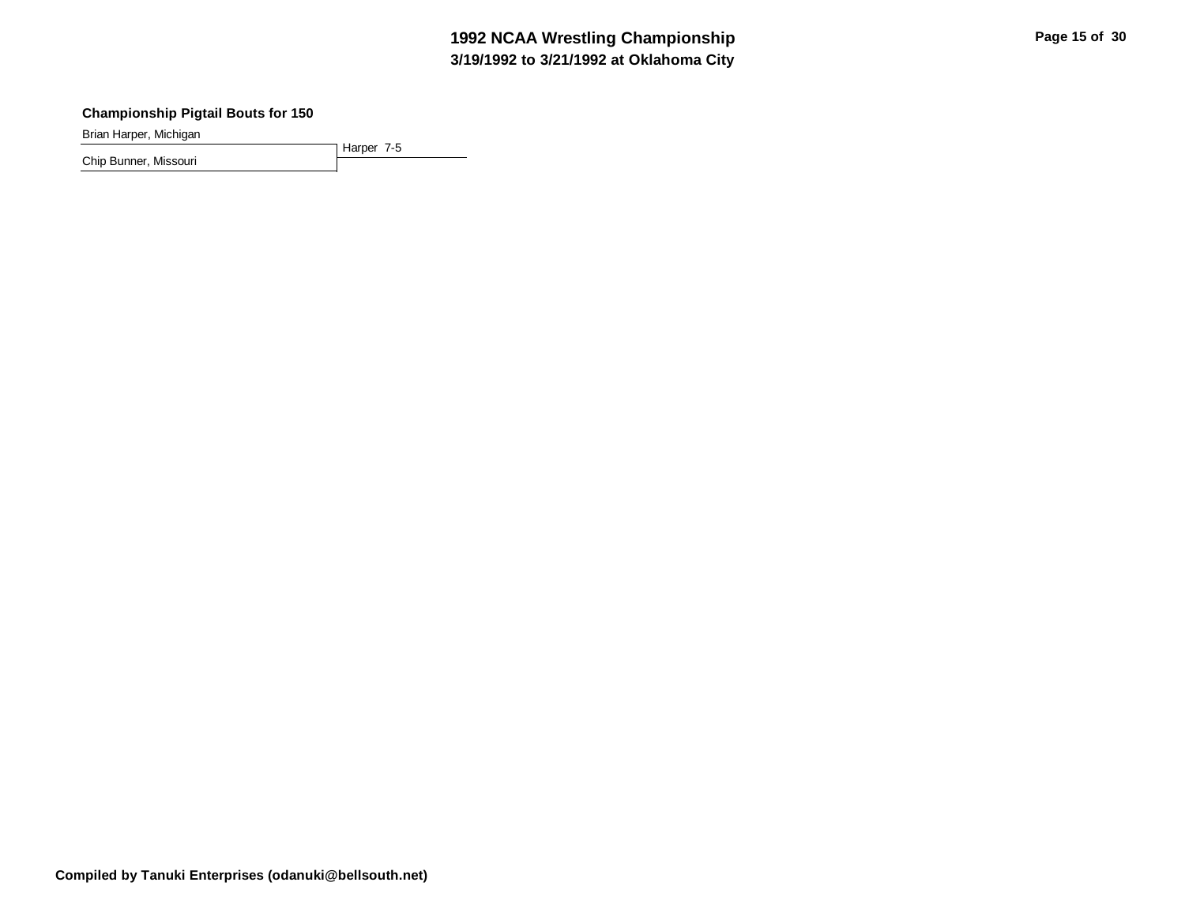### Championship Pigtail Bouts for 150

| Wrestler | Result |
| --- | --- |
| Brian Harper, Michigan | Harper 7-5 |
| Chip Bunner, Missouri | |

**Compiled by Tanuki Enterprises (odanuki@bellsouth.net)**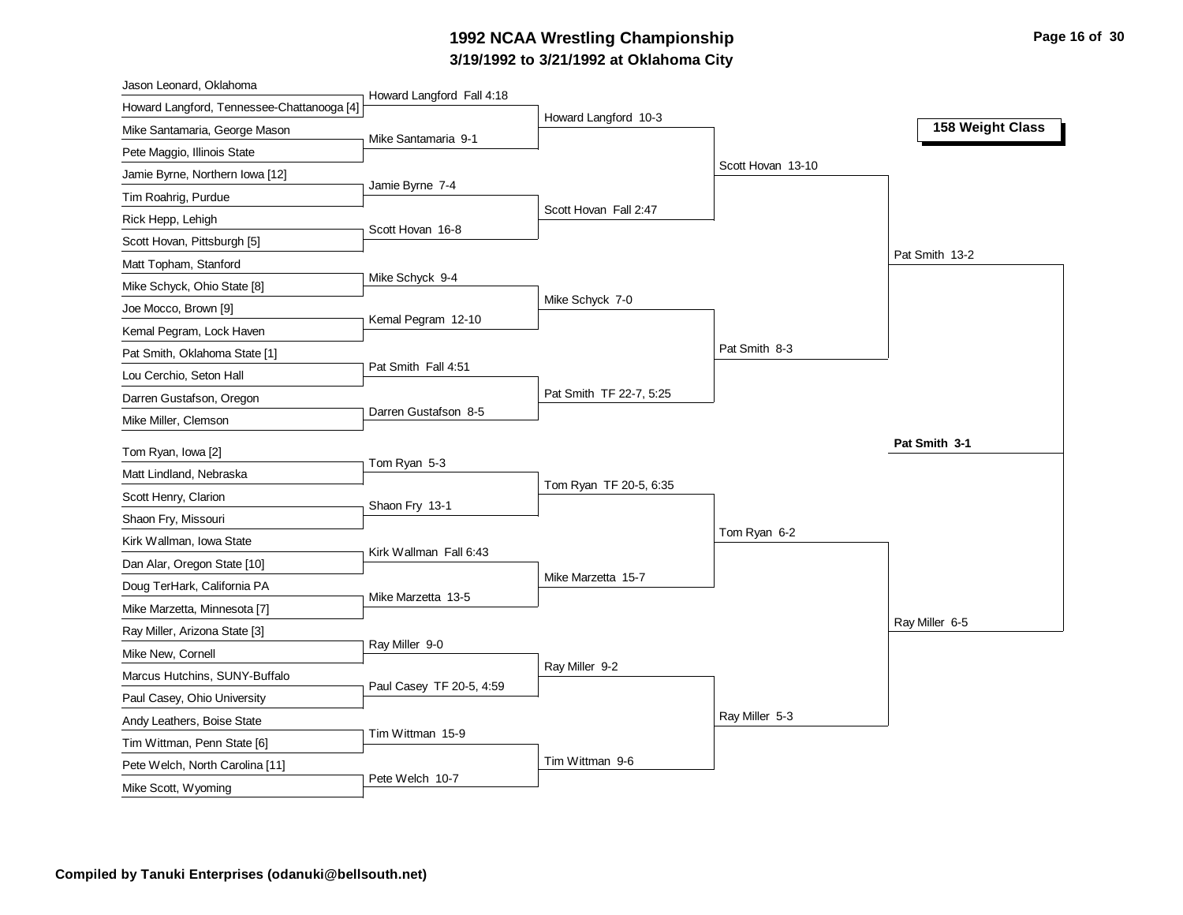# 1992 NCAA Wrestling Championship

**3/19/1992 to 3/21/1992 at Oklahoma City**

## 158 Weight Class

### First Round

- Jason Leonard, Oklahoma vs. Howard Langford, Tennessee-Chattanooga [4] — Howard Langford Fall 4:18
- Mike Santamaria, George Mason vs. Pete Maggio, Illinois State — Mike Santamaria 9-1
- Jamie Byrne, Northern Iowa [12] vs. Tim Roahrig, Purdue — Jamie Byrne 7-4
- Rick Hepp, Lehigh vs. Scott Hovan, Pittsburgh [5] — Scott Hovan 16-8
- Matt Topham, Stanford vs. Mike Schyck, Ohio State [8] — Mike Schyck 9-4
- Joe Mocco, Brown [9] vs. Kemal Pegram, Lock Haven — Kemal Pegram 12-10
- Pat Smith, Oklahoma State [1] vs. Lou Cerchio, Seton Hall — Pat Smith Fall 4:51
- Darren Gustafson, Oregon vs. Mike Miller, Clemson — Darren Gustafson 8-5
- Tom Ryan, Iowa [2] vs. Matt Lindland, Nebraska — Tom Ryan 5-3
- Scott Henry, Clarion vs. Shaon Fry, Missouri — Shaon Fry 13-1
- Kirk Wallman, Iowa State vs. Dan Alar, Oregon State [10] — Kirk Wallman Fall 6:43
- Doug TerHark, California PA vs. Mike Marzetta, Minnesota [7] — Mike Marzetta 13-5
- Ray Miller, Arizona State [3] vs. Mike New, Cornell — Ray Miller 9-0
- Marcus Hutchins, SUNY-Buffalo vs. Paul Casey, Ohio University — Paul Casey TF 20-5, 4:59
- Andy Leathers, Boise State vs. Tim Wittman, Penn State [6] — Tim Wittman 15-9
- Pete Welch, North Carolina [11] vs. Mike Scott, Wyoming — Pete Welch 10-7

### Second Round

- Howard Langford 10-3
- Scott Hovan Fall 2:47
- Mike Schyck 7-0
- Pat Smith TF 22-7, 5:25
- Tom Ryan TF 20-5, 6:35
- Mike Marzetta 15-7
- Ray Miller 9-2
- Tim Wittman 9-6

### Quarterfinals

- Scott Hovan 13-10
- Pat Smith 8-3
- Tom Ryan 6-2
- Ray Miller 5-3

### Semifinals

- Pat Smith 13-2
- Ray Miller 6-5

### Final

**Pat Smith 3-1**

**Compiled by Tanuki Enterprises (odanuki@bellsouth.net)**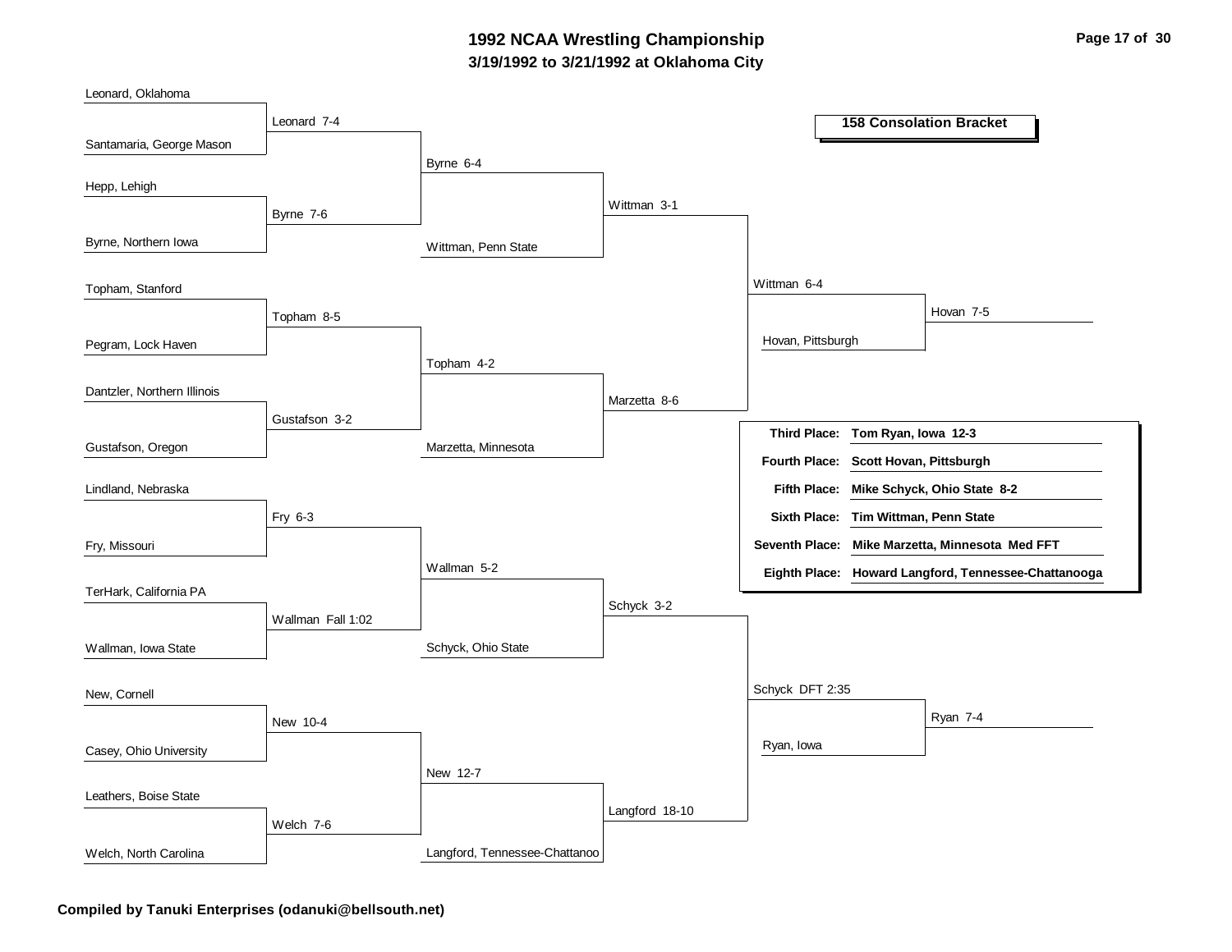# 1992 NCAA Wrestling Championship

## 3/19/1992 to 3/21/1992 at Oklahoma City

### 158 Consolation Bracket

**Round 1**

- Leonard, Oklahoma vs. Santamaria, George Mason — Leonard 7-4
- Hepp, Lehigh vs. Byrne, Northern Iowa — Byrne 7-6
- Topham, Stanford vs. Pegram, Lock Haven — Topham 8-5
- Dantzler, Northern Illinois vs. Gustafson, Oregon — Gustafson 3-2
- Lindland, Nebraska vs. Fry, Missouri — Fry 6-3
- TerHark, California PA vs. Wallman, Iowa State — Wallman Fall 1:02
- New, Cornell vs. Casey, Ohio University — New 10-4
- Leathers, Boise State vs. Welch, North Carolina — Welch 7-6

**Round 2**

- Leonard vs. Byrne — Byrne 6-4
- Topham vs. Gustafson — Topham 4-2
- Fry vs. Wallman — Wallman 5-2
- New vs. Welch — New 12-7

**Round 3**

- Byrne vs. Wittman, Penn State — Wittman 3-1
- Topham vs. Marzetta, Minnesota — Marzetta 8-6
- Wallman vs. Schyck, Ohio State — Schyck 3-2
- New vs. Langford, Tennessee-Chattanoo — Langford 18-10

**Round 4**

- Wittman vs. Marzetta — Wittman 6-4
- Schyck vs. Langford — Schyck DFT 2:35

**Round 5**

- Wittman vs. Hovan, Pittsburgh — Hovan 7-5
- Schyck vs. Ryan, Iowa — Ryan 7-4

| Place | Wrestler |
| --- | --- |
| Third Place: | Tom Ryan, Iowa 12-3 |
| Fourth Place: | Scott Hovan, Pittsburgh |
| Fifth Place: | Mike Schyck, Ohio State 8-2 |
| Sixth Place: | Tim Wittman, Penn State |
| Seventh Place: | Mike Marzetta, Minnesota Med FFT |
| Eighth Place: | Howard Langford, Tennessee-Chattanooga |

**Compiled by Tanuki Enterprises (odanuki@bellsouth.net)**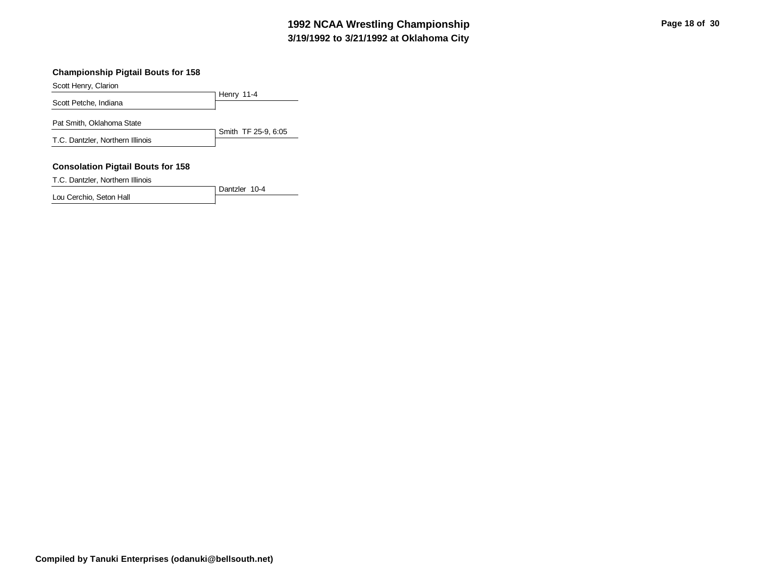### Championship Pigtail Bouts for 158

| Wrestler | Result |
|---|---|
| Scott Henry, Clarion | Henry 11-4 |
| Scott Petche, Indiana | |

| Wrestler | Result |
|---|---|
| Pat Smith, Oklahoma State | Smith TF 25-9, 6:05 |
| T.C. Dantzler, Northern Illinois | |

### Consolation Pigtail Bouts for 158

| Wrestler | Result |
|---|---|
| T.C. Dantzler, Northern Illinois | Dantzler 10-4 |
| Lou Cerchio, Seton Hall | |

**Compiled by Tanuki Enterprises (odanuki@bellsouth.net)**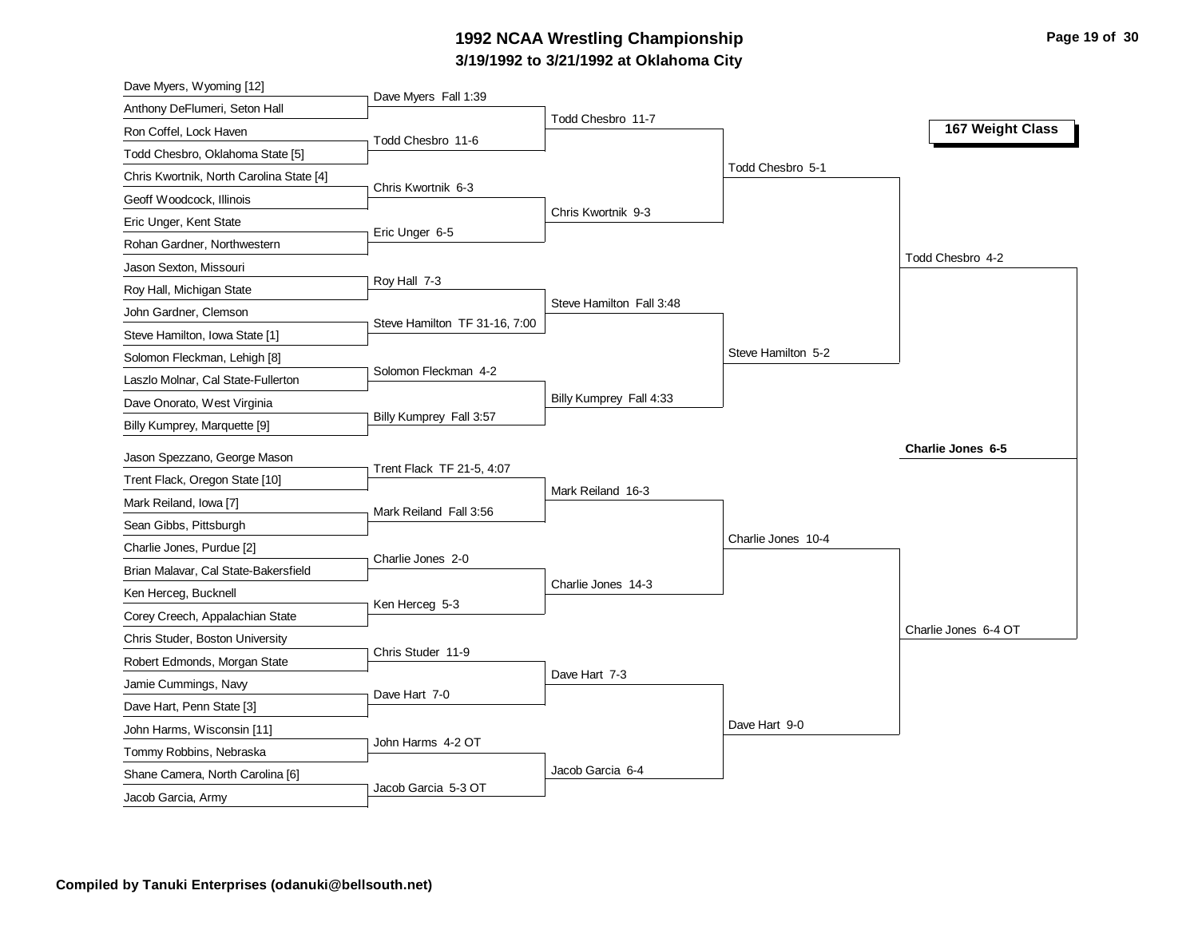# 1992 NCAA Wrestling Championship

## 3/19/1992 to 3/21/1992 at Oklahoma City

### 167 Weight Class

**First Round**

| Wrestler 1 | Wrestler 2 | Result |
|---|---|---|
| Dave Myers, Wyoming [12] | Anthony DeFlumeri, Seton Hall | Dave Myers Fall 1:39 |
| Ron Coffel, Lock Haven | Todd Chesbro, Oklahoma State [5] | Todd Chesbro 11-6 |
| Chris Kwortnik, North Carolina State [4] | Geoff Woodcock, Illinois | Chris Kwortnik 6-3 |
| Eric Unger, Kent State | Rohan Gardner, Northwestern | Eric Unger 6-5 |
| Jason Sexton, Missouri | Roy Hall, Michigan State | Roy Hall 7-3 |
| John Gardner, Clemson | Steve Hamilton, Iowa State [1] | Steve Hamilton TF 31-16, 7:00 |
| Solomon Fleckman, Lehigh [8] | Laszlo Molnar, Cal State-Fullerton | Solomon Fleckman 4-2 |
| Dave Onorato, West Virginia | Billy Kumprey, Marquette [9] | Billy Kumprey Fall 3:57 |
| Jason Spezzano, George Mason | Trent Flack, Oregon State [10] | Trent Flack TF 21-5, 4:07 |
| Mark Reiland, Iowa [7] | Sean Gibbs, Pittsburgh | Mark Reiland Fall 3:56 |
| Charlie Jones, Purdue [2] | Brian Malavar, Cal State-Bakersfield | Charlie Jones 2-0 |
| Ken Herceg, Bucknell | Corey Creech, Appalachian State | Ken Herceg 5-3 |
| Chris Studer, Boston University | Robert Edmonds, Morgan State | Chris Studer 11-9 |
| Jamie Cummings, Navy | Dave Hart, Penn State [3] | Dave Hart 7-0 |
| John Harms, Wisconsin [11] | Tommy Robbins, Nebraska | John Harms 4-2 OT |
| Shane Camera, North Carolina [6] | Jacob Garcia, Army | Jacob Garcia 5-3 OT |

**Second Round**

- Todd Chesbro 11-7
- Chris Kwortnik 9-3
- Steve Hamilton Fall 3:48
- Billy Kumprey Fall 4:33
- Mark Reiland 16-3
- Charlie Jones 14-3
- Dave Hart 7-3
- Jacob Garcia 6-4

**Quarterfinals**

- Todd Chesbro 5-1
- Steve Hamilton 5-2
- Charlie Jones 10-4
- Dave Hart 9-0

**Semifinals**

- Todd Chesbro 4-2
- Charlie Jones 6-4 OT

**Final**

- **Charlie Jones 6-5**

**Compiled by Tanuki Enterprises (odanuki@bellsouth.net)**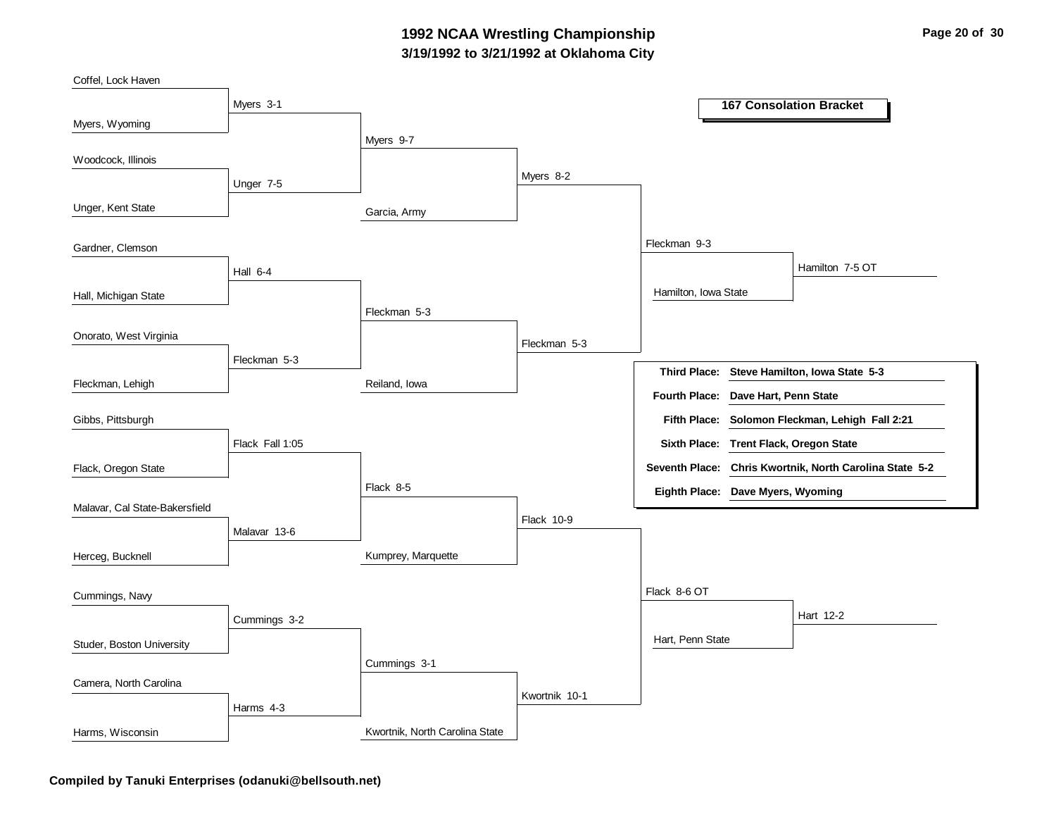# 1992 NCAA Wrestling Championship

## 3/19/1992 to 3/21/1992 at Oklahoma City

### 167 Consolation Bracket

**First round**

- Coffel, Lock Haven vs. Myers, Wyoming — Myers 3-1
- Woodcock, Illinois vs. Unger, Kent State — Unger 7-5
- Gardner, Clemson vs. Hall, Michigan State — Hall 6-4
- Onorato, West Virginia vs. Fleckman, Lehigh — Fleckman 5-3
- Gibbs, Pittsburgh vs. Flack, Oregon State — Flack Fall 1:05
- Malavar, Cal State-Bakersfield vs. Herceg, Bucknell — Malavar 13-6
- Cummings, Navy vs. Studer, Boston University — Cummings 3-2
- Camera, North Carolina vs. Harms, Wisconsin — Harms 4-3

**Second round**

- Myers vs. Unger — Myers 9-7
- Hall vs. Fleckman — Fleckman 5-3
- Flack vs. Malavar — Flack 8-5
- Cummings vs. Harms — Cummings 3-1

**Third round**

- Myers vs. Garcia, Army — Myers 8-2
- Fleckman vs. Reiland, Iowa — Fleckman 5-3
- Flack vs. Kumprey, Marquette — Flack 10-9
- Cummings vs. Kwortnik, North Carolina State — Kwortnik 10-1

**Fourth round**

- Myers vs. Fleckman — Fleckman 9-3
- Flack vs. Kwortnik — Flack 8-6 OT

**Consolation semifinals**

- Fleckman vs. Hamilton, Iowa State — Hamilton 7-5 OT
- Flack vs. Hart, Penn State — Hart 12-2

| | |
|---|---|
| **Third Place:** | **Steve Hamilton, Iowa State 5-3** |
| **Fourth Place:** | **Dave Hart, Penn State** |
| **Fifth Place:** | **Solomon Fleckman, Lehigh Fall 2:21** |
| **Sixth Place:** | **Trent Flack, Oregon State** |
| **Seventh Place:** | **Chris Kwortnik, North Carolina State 5-2** |
| **Eighth Place:** | **Dave Myers, Wyoming** |

**Compiled by Tanuki Enterprises (odanuki@bellsouth.net)**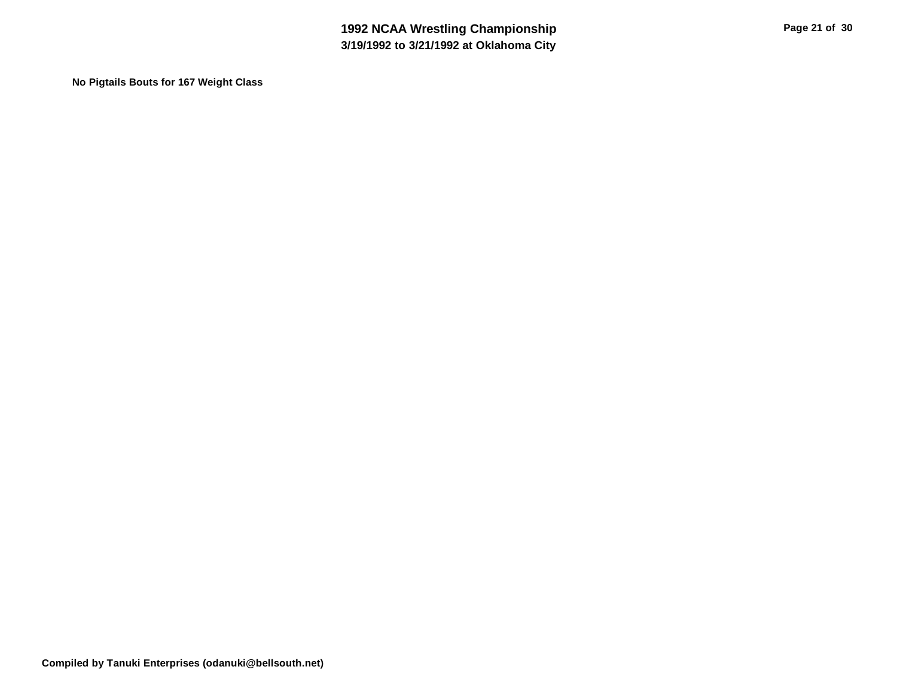**No Pigtails Bouts for 167 Weight Class**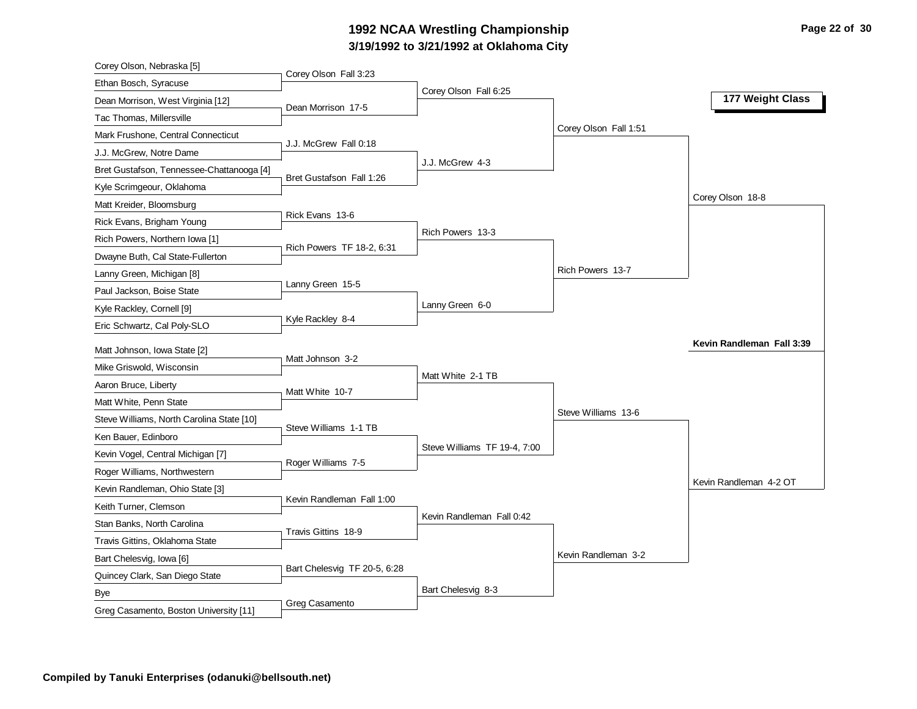# 1992 NCAA Wrestling Championship

**3/19/1992 to 3/21/1992 at Oklahoma City**

## 177 Weight Class

### First Round

| Wrestler | Wrestler | Winner |
|---|---|---|
| Corey Olson, Nebraska [5] | Ethan Bosch, Syracuse | Corey Olson Fall 3:23 |
| Dean Morrison, West Virginia [12] | Tac Thomas, Millersville | Dean Morrison 17-5 |
| Mark Frushone, Central Connecticut | J.J. McGrew, Notre Dame | J.J. McGrew Fall 0:18 |
| Bret Gustafson, Tennessee-Chattanooga [4] | Kyle Scrimgeour, Oklahoma | Bret Gustafson Fall 1:26 |
| Matt Kreider, Bloomsburg | Rick Evans, Brigham Young | Rick Evans 13-6 |
| Rich Powers, Northern Iowa [1] | Dwayne Buth, Cal State-Fullerton | Rich Powers TF 18-2, 6:31 |
| Lanny Green, Michigan [8] | Paul Jackson, Boise State | Lanny Green 15-5 |
| Kyle Rackley, Cornell [9] | Eric Schwartz, Cal Poly-SLO | Kyle Rackley 8-4 |
| Matt Johnson, Iowa State [2] | Mike Griswold, Wisconsin | Matt Johnson 3-2 |
| Aaron Bruce, Liberty | Matt White, Penn State | Matt White 10-7 |
| Steve Williams, North Carolina State [10] | Ken Bauer, Edinboro | Steve Williams 1-1 TB |
| Kevin Vogel, Central Michigan [7] | Roger Williams, Northwestern | Roger Williams 7-5 |
| Kevin Randleman, Ohio State [3] | Keith Turner, Clemson | Kevin Randleman Fall 1:00 |
| Stan Banks, North Carolina | Travis Gittins, Oklahoma State | Travis Gittins 18-9 |
| Bart Chelesvig, Iowa [6] | Quincey Clark, San Diego State | Bart Chelesvig TF 20-5, 6:28 |
| Bye | Greg Casamento, Boston University [11] | Greg Casamento |

### Second Round

- Corey Olson Fall 6:25
- J.J. McGrew 4-3
- Rich Powers 13-3
- Lanny Green 6-0
- Matt White 2-1 TB
- Steve Williams TF 19-4, 7:00
- Kevin Randleman Fall 0:42
- Bart Chelesvig 8-3

### Quarterfinals

- Corey Olson Fall 1:51
- Rich Powers 13-7
- Steve Williams 13-6
- Kevin Randleman 3-2

### Semifinals

- Corey Olson 18-8
- Kevin Randleman 4-2 OT

### Final

**Kevin Randleman Fall 3:39**

**Compiled by Tanuki Enterprises (odanuki@bellsouth.net)**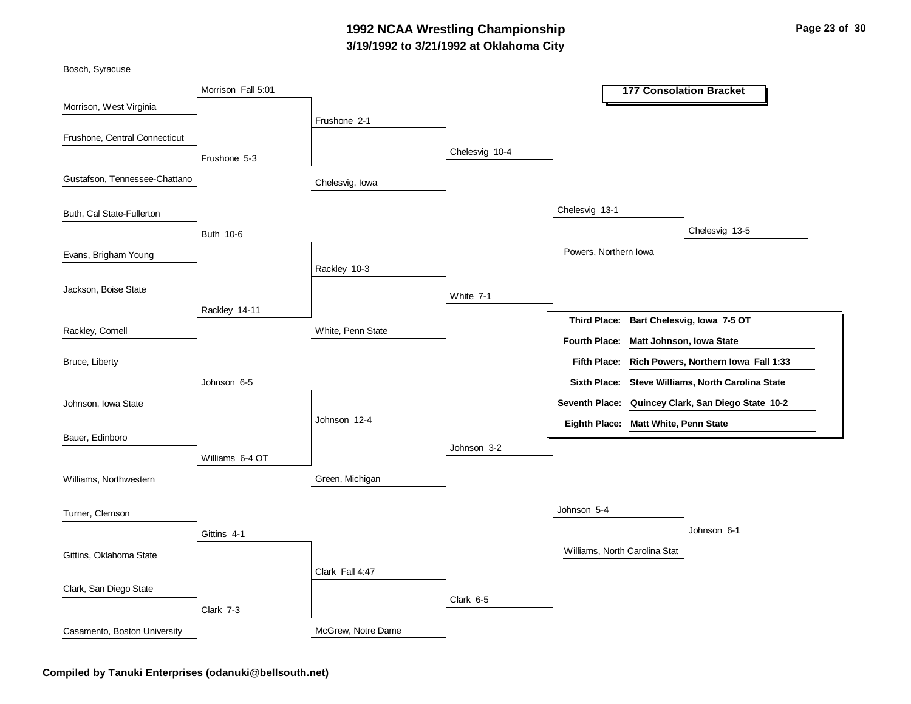# 1992 NCAA Wrestling Championship

## 3/19/1992 to 3/21/1992 at Oklahoma City

### 177 Consolation Bracket

**Round 1**

- Bosch, Syracuse vs. Morrison, West Virginia — Morrison Fall 5:01
- Frushone, Central Connecticut vs. Gustafson, Tennessee-Chattano — Frushone 5-3
- Buth, Cal State-Fullerton vs. Evans, Brigham Young — Buth 10-6
- Jackson, Boise State vs. Rackley, Cornell — Rackley 14-11
- Bruce, Liberty vs. Johnson, Iowa State — Johnson 6-5
- Bauer, Edinboro vs. Williams, Northwestern — Williams 6-4 OT
- Turner, Clemson vs. Gittins, Oklahoma State — Gittins 4-1
- Clark, San Diego State vs. Casamento, Boston University — Clark 7-3

**Round 2**

- Morrison vs. Frushone — Frushone 2-1
- Buth vs. Rackley — Rackley 10-3
- Johnson vs. Williams — Johnson 12-4
- Gittins vs. Clark — Clark Fall 4:47

**Round 3**

- Frushone vs. Chelesvig, Iowa — Chelesvig 10-4
- Rackley vs. White, Penn State — White 7-1
- Johnson vs. Green, Michigan — Johnson 3-2
- Clark vs. McGrew, Notre Dame — Clark 6-5

**Round 4**

- Chelesvig vs. White — Chelesvig 13-1
- Johnson vs. Clark — Johnson 5-4

**Round 5**

- Chelesvig vs. Powers, Northern Iowa — Chelesvig 13-5
- Johnson vs. Williams, North Carolina Stat — Johnson 6-1

| | |
|---|---|
| **Third Place:** | **Bart Chelesvig, Iowa 7-5 OT** |
| **Fourth Place:** | **Matt Johnson, Iowa State** |
| **Fifth Place:** | **Rich Powers, Northern Iowa Fall 1:33** |
| **Sixth Place:** | **Steve Williams, North Carolina State** |
| **Seventh Place:** | **Quincey Clark, San Diego State 10-2** |
| **Eighth Place:** | **Matt White, Penn State** |

**Compiled by Tanuki Enterprises (odanuki@bellsouth.net)**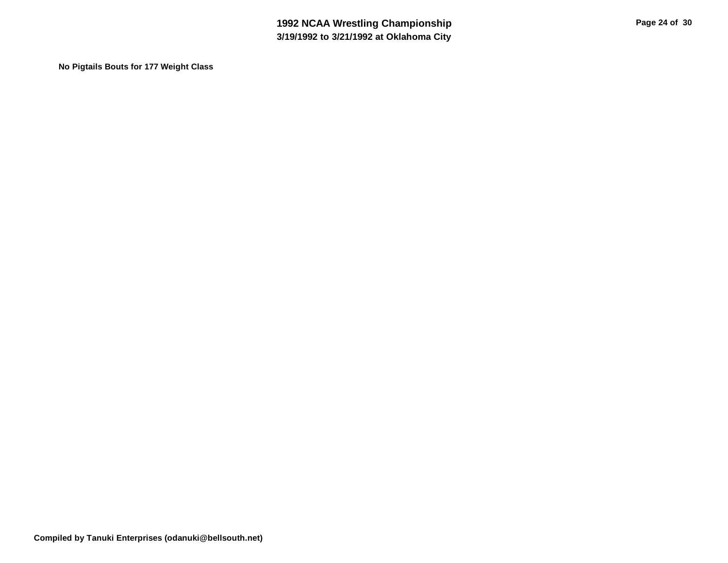**No Pigtails Bouts for 177 Weight Class**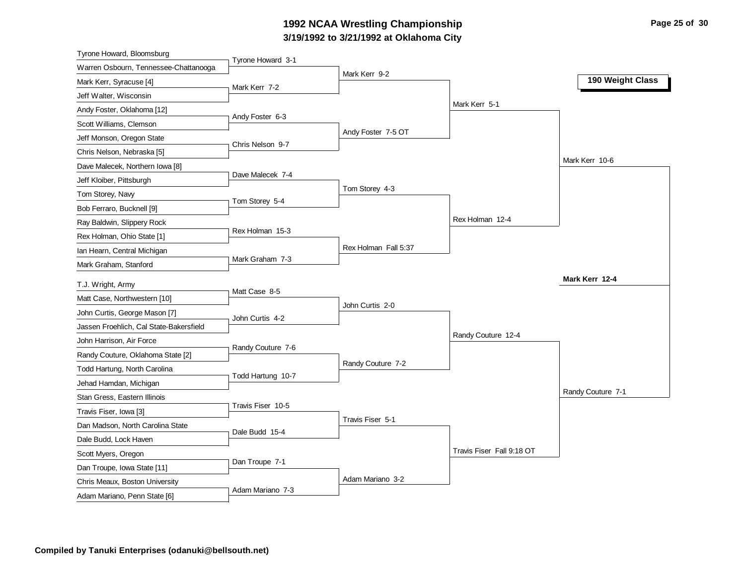# 1992 NCAA Wrestling Championship

## 3/19/1992 to 3/21/1992 at Oklahoma City

### 190 Weight Class

**First Round**

| Wrestler 1 | Wrestler 2 | Result |
|---|---|---|
| Tyrone Howard, Bloomsburg | Warren Osbourn, Tennessee-Chattanooga | Tyrone Howard 3-1 |
| Mark Kerr, Syracuse [4] | Jeff Walter, Wisconsin | Mark Kerr 7-2 |
| Andy Foster, Oklahoma [12] | Scott Williams, Clemson | Andy Foster 6-3 |
| Jeff Monson, Oregon State | Chris Nelson, Nebraska [5] | Chris Nelson 9-7 |
| Dave Malecek, Northern Iowa [8] | Jeff Kloiber, Pittsburgh | Dave Malecek 7-4 |
| Tom Storey, Navy | Bob Ferraro, Bucknell [9] | Tom Storey 5-4 |
| Ray Baldwin, Slippery Rock | Rex Holman, Ohio State [1] | Rex Holman 15-3 |
| Ian Hearn, Central Michigan | Mark Graham, Stanford | Mark Graham 7-3 |
| T.J. Wright, Army | Matt Case, Northwestern [10] | Matt Case 8-5 |
| John Curtis, George Mason [7] | Jassen Froehlich, Cal State-Bakersfield | John Curtis 4-2 |
| John Harrison, Air Force | Randy Couture, Oklahoma State [2] | Randy Couture 7-6 |
| Todd Hartung, North Carolina | Jehad Hamdan, Michigan | Todd Hartung 10-7 |
| Stan Gress, Eastern Illinois | Travis Fiser, Iowa [3] | Travis Fiser 10-5 |
| Dan Madson, North Carolina State | Dale Budd, Lock Haven | Dale Budd 15-4 |
| Scott Myers, Oregon | Dan Troupe, Iowa State [11] | Dan Troupe 7-1 |
| Chris Meaux, Boston University | Adam Mariano, Penn State [6] | Adam Mariano 7-3 |

**Second Round**

- Mark Kerr 9-2
- Andy Foster 7-5 OT
- Tom Storey 4-3
- Rex Holman Fall 5:37
- John Curtis 2-0
- Randy Couture 7-2
- Travis Fiser 5-1
- Adam Mariano 3-2

**Quarterfinals**

- Mark Kerr 5-1
- Rex Holman 12-4
- Randy Couture 12-4
- Travis Fiser Fall 9:18 OT

**Semifinals**

- Mark Kerr 10-6
- Randy Couture 7-1

**Final**

- **Mark Kerr 12-4**

**Compiled by Tanuki Enterprises (odanuki@bellsouth.net)**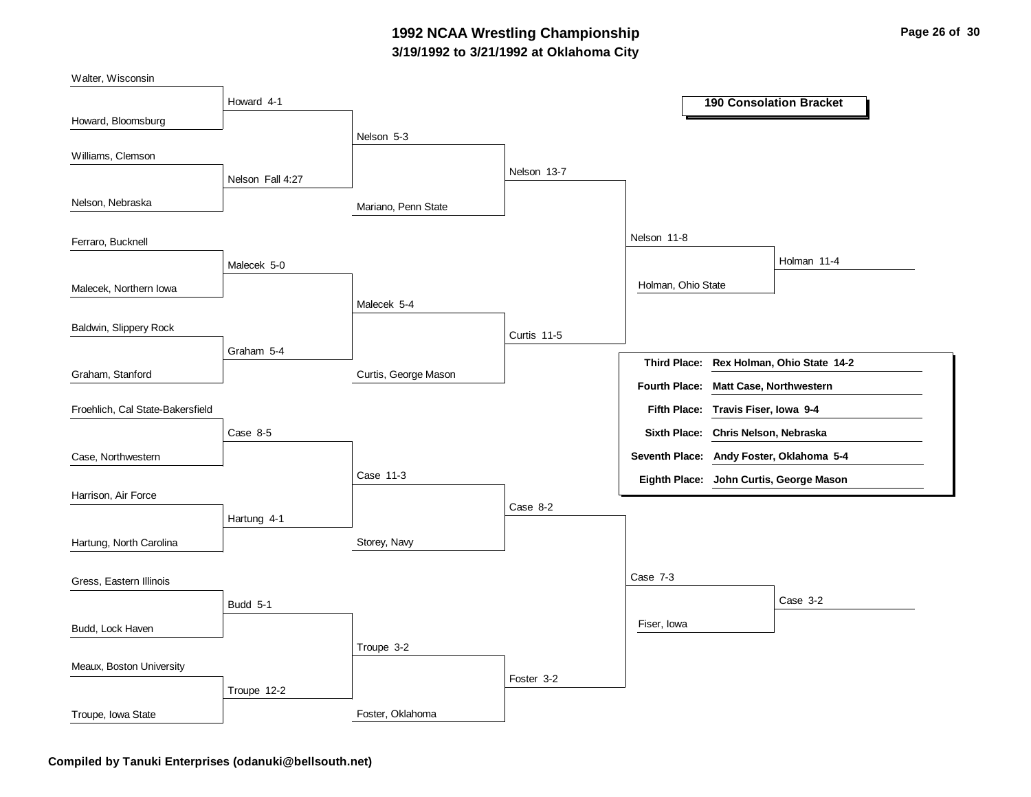# 1992 NCAA Wrestling Championship

## 3/19/1992 to 3/21/1992 at Oklahoma City

### 190 Consolation Bracket

**First round**

- Walter, Wisconsin vs. Howard, Bloomsburg — Howard 4-1
- Williams, Clemson vs. Nelson, Nebraska — Nelson Fall 4:27
- Ferraro, Bucknell vs. Malecek, Northern Iowa — Malecek 5-0
- Baldwin, Slippery Rock vs. Graham, Stanford — Graham 5-4
- Froehlich, Cal State-Bakersfield vs. Case, Northwestern — Case 8-5
- Harrison, Air Force vs. Hartung, North Carolina — Hartung 4-1
- Gress, Eastern Illinois vs. Budd, Lock Haven — Budd 5-1
- Meaux, Boston University vs. Troupe, Iowa State — Troupe 12-2

**Second round**

- Howard vs. Nelson — Nelson 5-3
- Malecek vs. Graham — Malecek 5-4
- Case vs. Hartung — Case 11-3
- Budd vs. Troupe — Troupe 3-2

**Third round**

- Nelson vs. Mariano, Penn State — Nelson 13-7
- Malecek vs. Curtis, George Mason — Curtis 11-5
- Case vs. Storey, Navy — Case 8-2
- Troupe vs. Foster, Oklahoma — Foster 3-2

**Fourth round**

- Nelson vs. Curtis — Nelson 11-8
- Case vs. Foster — Case 7-3

**Fifth round**

- Nelson vs. Holman, Ohio State — Holman 11-4
- Case vs. Fiser, Iowa — Case 3-2

| Place | Result |
| --- | --- |
| **Third Place:** | **Rex Holman, Ohio State 14-2** |
| **Fourth Place:** | **Matt Case, Northwestern** |
| **Fifth Place:** | **Travis Fiser, Iowa 9-4** |
| **Sixth Place:** | **Chris Nelson, Nebraska** |
| **Seventh Place:** | **Andy Foster, Oklahoma 5-4** |
| **Eighth Place:** | **John Curtis, George Mason** |

**Compiled by Tanuki Enterprises (odanuki@bellsouth.net)**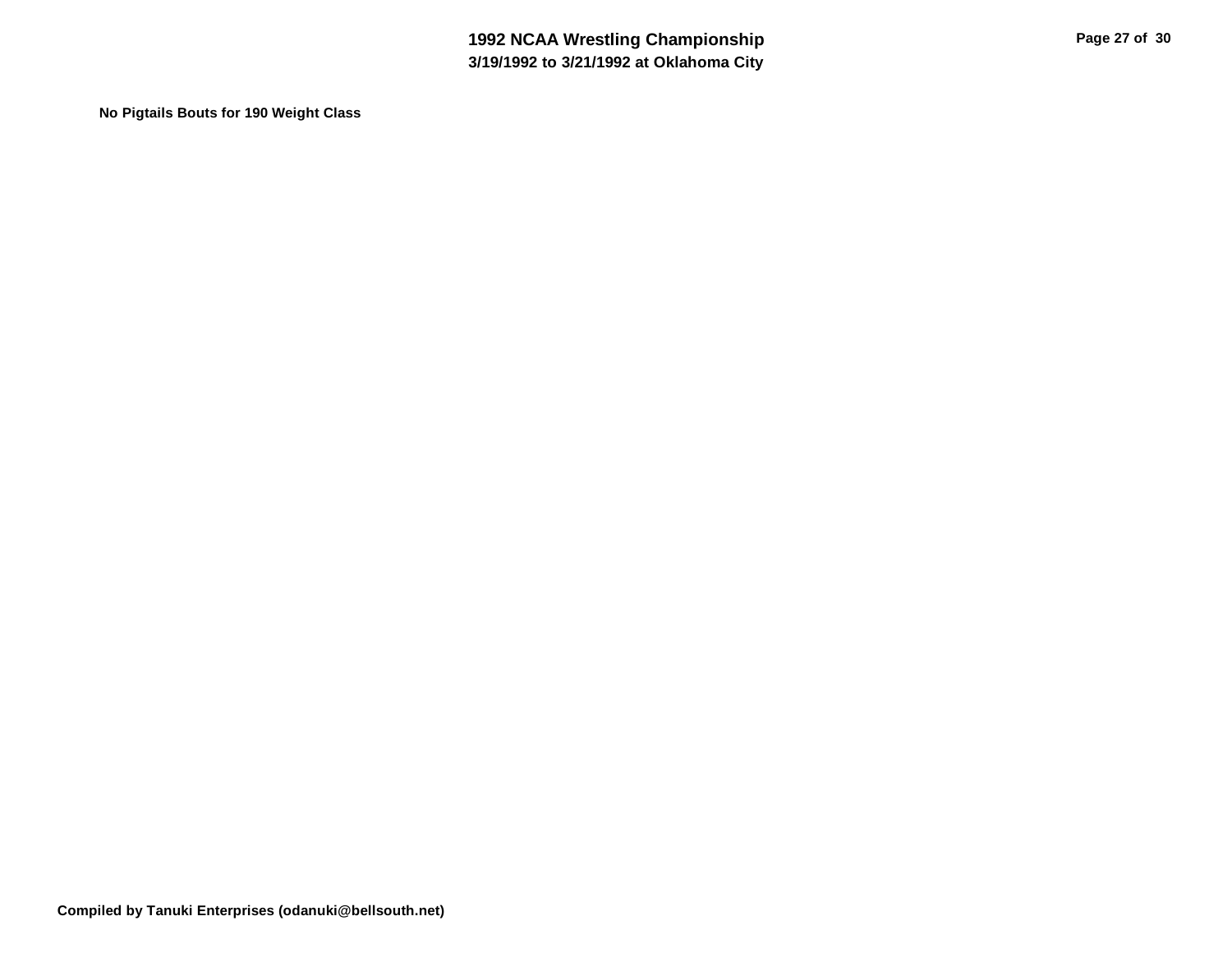**No Pigtails Bouts for 190 Weight Class**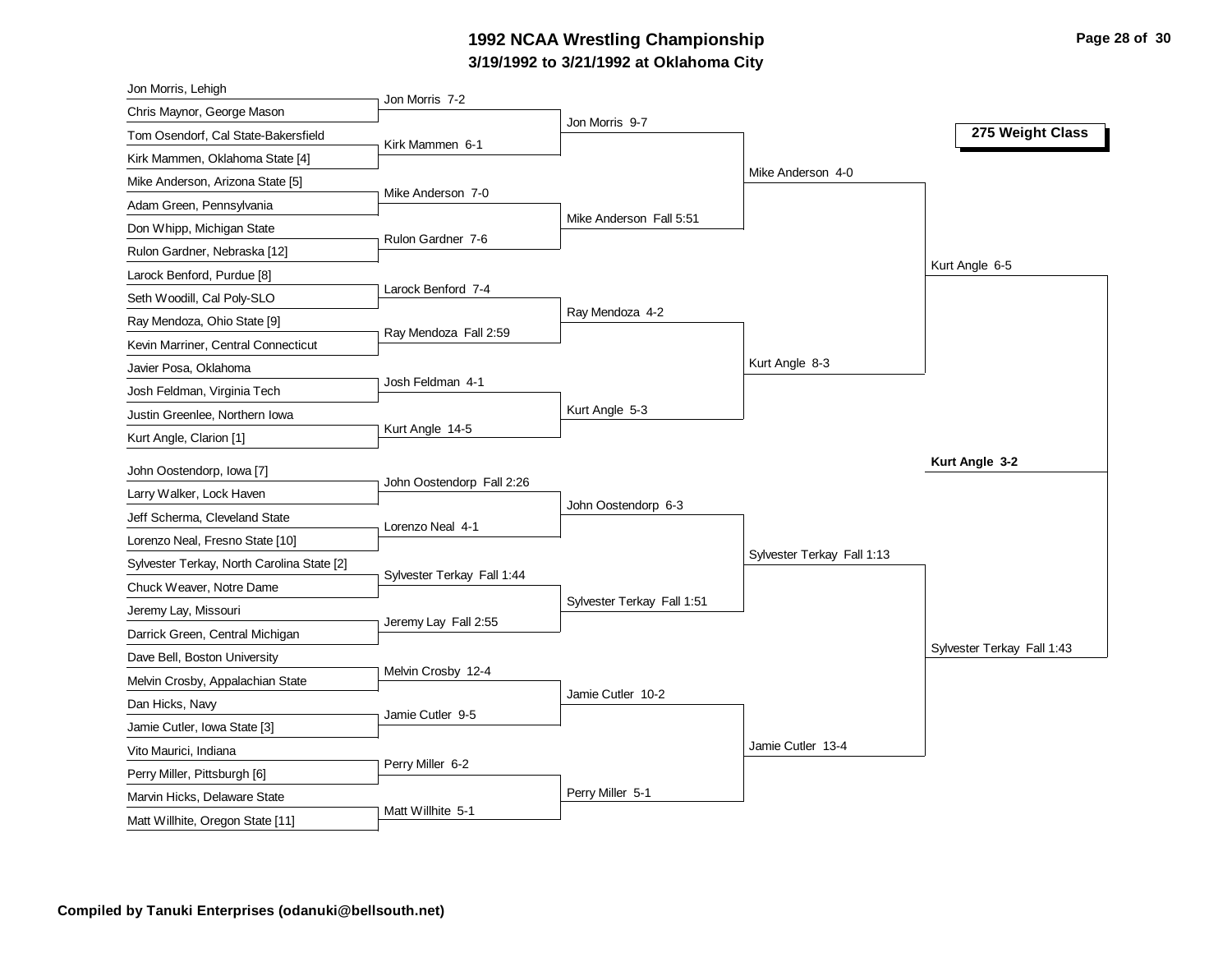# 1992 NCAA Wrestling Championship

## 3/19/1992 to 3/21/1992 at Oklahoma City

### 275 Weight Class

**First Round**

- Jon Morris, Lehigh vs. Chris Maynor, George Mason — Jon Morris 7-2
- Tom Osendorf, Cal State-Bakersfield vs. Kirk Mammen, Oklahoma State [4] — Kirk Mammen 6-1
- Mike Anderson, Arizona State [5] vs. Adam Green, Pennsylvania — Mike Anderson 7-0
- Don Whipp, Michigan State vs. Rulon Gardner, Nebraska [12] — Rulon Gardner 7-6
- Larock Benford, Purdue [8] vs. Seth Woodill, Cal Poly-SLO — Larock Benford 7-4
- Ray Mendoza, Ohio State [9] vs. Kevin Marriner, Central Connecticut — Ray Mendoza Fall 2:59
- Javier Posa, Oklahoma vs. Josh Feldman, Virginia Tech — Josh Feldman 4-1
- Justin Greenlee, Northern Iowa vs. Kurt Angle, Clarion [1] — Kurt Angle 14-5
- John Oostendorp, Iowa [7] vs. Larry Walker, Lock Haven — John Oostendorp Fall 2:26
- Jeff Scherma, Cleveland State vs. Lorenzo Neal, Fresno State [10] — Lorenzo Neal 4-1
- Sylvester Terkay, North Carolina State [2] vs. Chuck Weaver, Notre Dame — Sylvester Terkay Fall 1:44
- Jeremy Lay, Missouri vs. Darrick Green, Central Michigan — Jeremy Lay Fall 2:55
- Dave Bell, Boston University vs. Melvin Crosby, Appalachian State — Melvin Crosby 12-4
- Dan Hicks, Navy vs. Jamie Cutler, Iowa State [3] — Jamie Cutler 9-5
- Vito Maurici, Indiana vs. Perry Miller, Pittsburgh [6] — Perry Miller 6-2
- Marvin Hicks, Delaware State vs. Matt Willhite, Oregon State [11] — Matt Willhite 5-1

**Second Round**

- Jon Morris 9-7
- Mike Anderson Fall 5:51
- Ray Mendoza 4-2
- Kurt Angle 5-3
- John Oostendorp 6-3
- Sylvester Terkay Fall 1:51
- Jamie Cutler 10-2
- Perry Miller 5-1

**Quarterfinals**

- Mike Anderson 4-0
- Kurt Angle 8-3
- Sylvester Terkay Fall 1:13
- Jamie Cutler 13-4

**Semifinals**

- Kurt Angle 6-5
- Sylvester Terkay Fall 1:43

**Final**

- **Kurt Angle 3-2**

**Compiled by Tanuki Enterprises (odanuki@bellsouth.net)**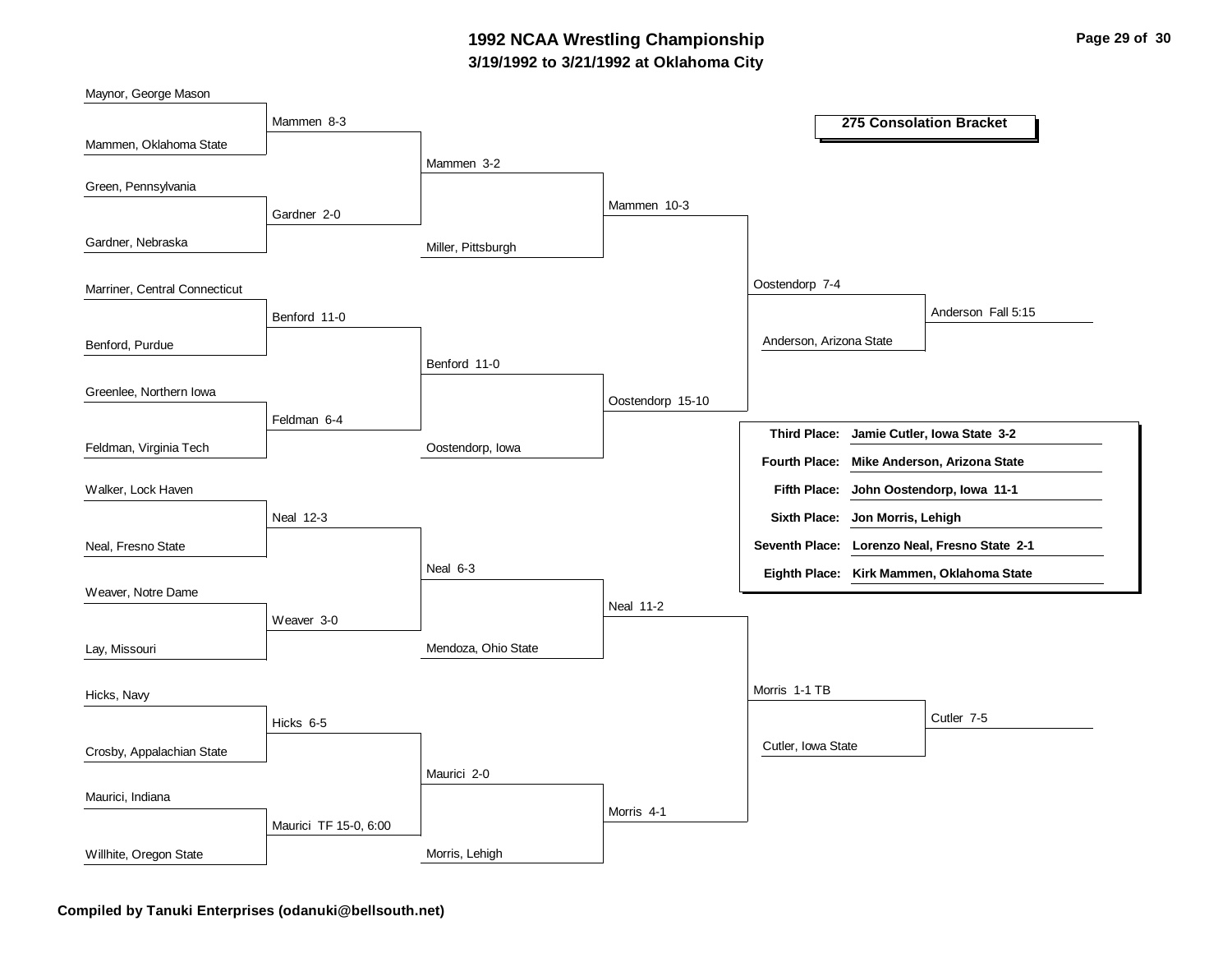# 1992 NCAA Wrestling Championship

## 3/19/1992 to 3/21/1992 at Oklahoma City

### 275 Consolation Bracket

**First Round**

- Maynor, George Mason vs. Mammen, Oklahoma State — Mammen 8-3
- Green, Pennsylvania vs. Gardner, Nebraska — Gardner 2-0
- Marriner, Central Connecticut vs. Benford, Purdue — Benford 11-0
- Greenlee, Northern Iowa vs. Feldman, Virginia Tech — Feldman 6-4
- Walker, Lock Haven vs. Neal, Fresno State — Neal 12-3
- Weaver, Notre Dame vs. Lay, Missouri — Weaver 3-0
- Hicks, Navy vs. Crosby, Appalachian State — Hicks 6-5
- Maurici, Indiana vs. Willhite, Oregon State — Maurici TF 15-0, 6:00

**Second Round**

- Mammen vs. Gardner — Mammen 3-2
- Benford vs. Feldman — Benford 11-0
- Neal vs. Weaver — Neal 6-3
- Hicks vs. Maurici — Maurici 2-0

**Third Round**

- Mammen vs. Miller, Pittsburgh — Mammen 10-3
- Benford vs. Oostendorp, Iowa — Oostendorp 15-10
- Neal vs. Mendoza, Ohio State — Neal 11-2
- Maurici vs. Morris, Lehigh — Morris 4-1

**Fourth Round**

- Mammen vs. Oostendorp — Oostendorp 7-4
- Neal vs. Morris — Morris 1-1 TB

**Fifth Round**

- Oostendorp vs. Anderson, Arizona State — Anderson Fall 5:15
- Morris vs. Cutler, Iowa State — Cutler 7-5

| Place | Result |
| --- | --- |
| **Third Place:** | **Jamie Cutler, Iowa State 3-2** |
| **Fourth Place:** | **Mike Anderson, Arizona State** |
| **Fifth Place:** | **John Oostendorp, Iowa 11-1** |
| **Sixth Place:** | **Jon Morris, Lehigh** |
| **Seventh Place:** | **Lorenzo Neal, Fresno State 2-1** |
| **Eighth Place:** | **Kirk Mammen, Oklahoma State** |

**Compiled by Tanuki Enterprises (odanuki@bellsouth.net)**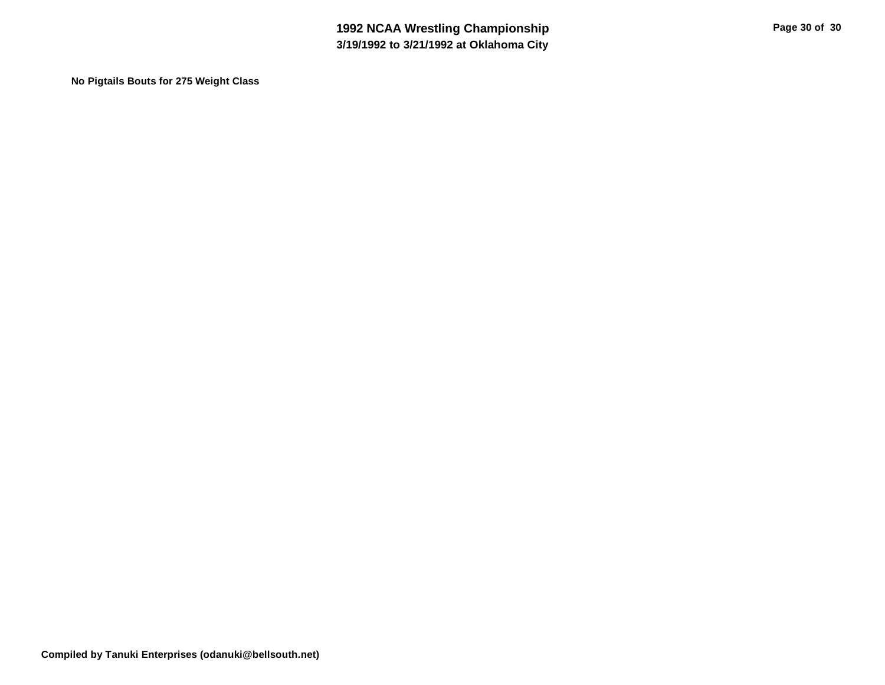**No Pigtails Bouts for 275 Weight Class**